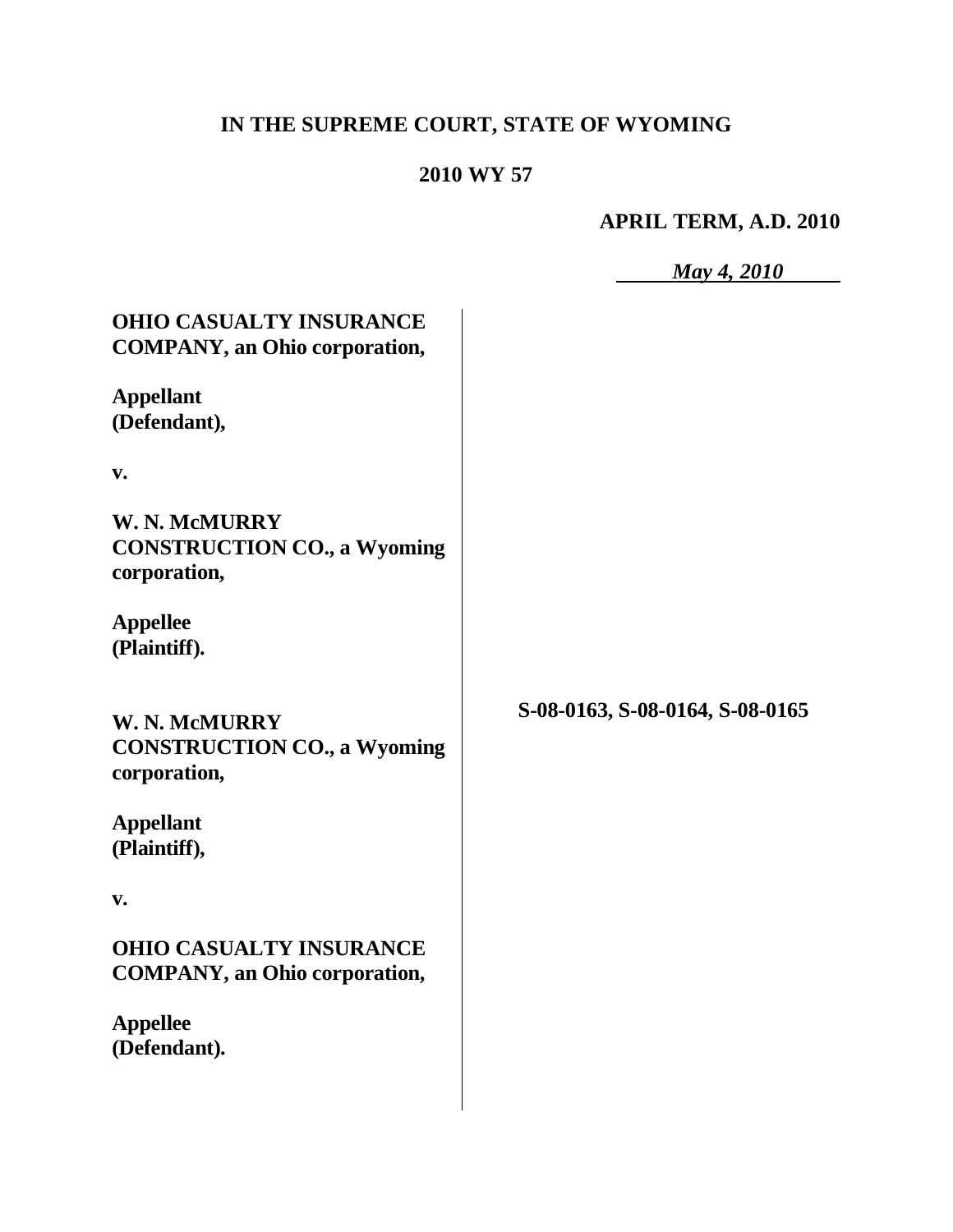**IN THE SUPREME COURT, STATE OF WYOMING**

**2010 WY 57**

**APRIL TERM, A.D. 2010**

*May 4, 2010*

**OHIO CASUALTY INSURANCE COMPANY, an Ohio corporation,**

**Appellant (Defendant),**

**v.**

**W. N. McMURRY CONSTRUCTION CO., a Wyoming corporation,**

**Appellee (Plaintiff).**

**S-08-0163, S-08-0164, S-08-0165**

**W. N. McMURRY CONSTRUCTION CO., a Wyoming corporation,**

**Appellant (Plaintiff),**

**v.**

**OHIO CASUALTY INSURANCE COMPANY, an Ohio corporation,**

**Appellee (Defendant).**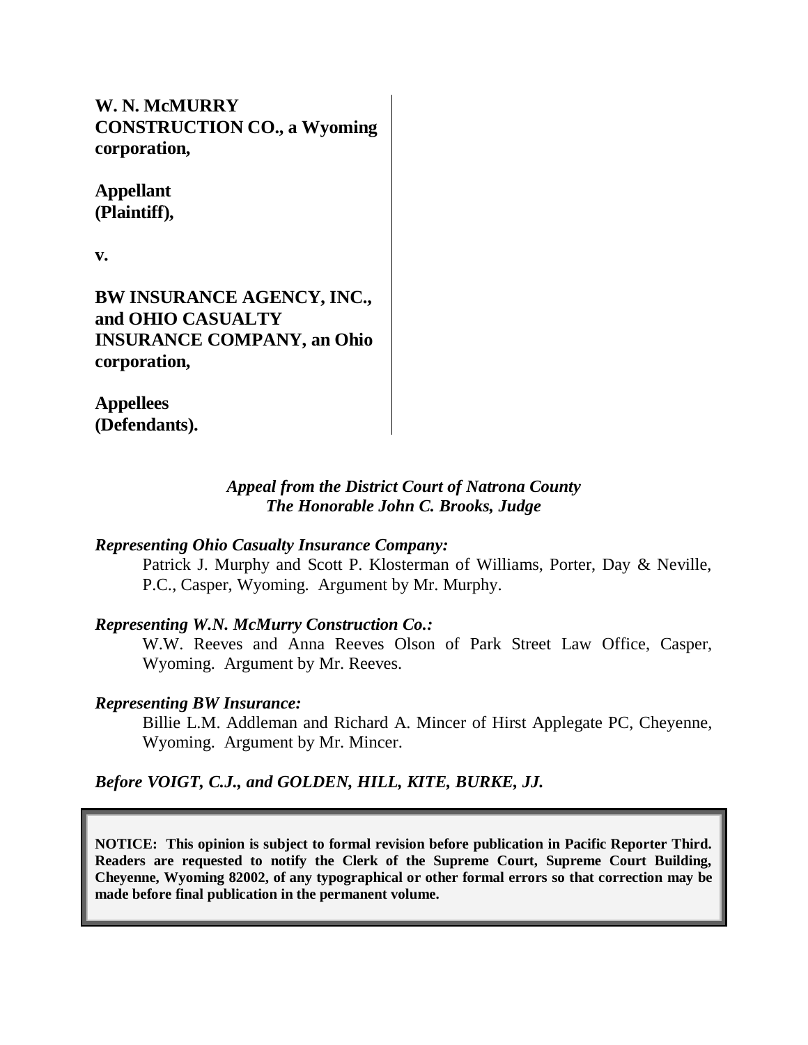**W. N. McMURRY CONSTRUCTION CO., a Wyoming corporation,**

**Appellant (Plaintiff),**

**v.**

**BW INSURANCE AGENCY, INC., and OHIO CASUALTY INSURANCE COMPANY, an Ohio corporation,**

**Appellees (Defendants).**

*Appeal from the District Court of Natrona County*
*The Honorable John C. Brooks, Judge*

*Representing Ohio Casualty Insurance Company:*

Patrick J. Murphy and Scott P. Klosterman of Williams, Porter, Day & Neville, P.C., Casper, Wyoming. Argument by Mr. Murphy.

*Representing W.N. McMurry Construction Co.:*

W.W. Reeves and Anna Reeves Olson of Park Street Law Office, Casper, Wyoming. Argument by Mr. Reeves.

*Representing BW Insurance:*

Billie L.M. Addleman and Richard A. Mincer of Hirst Applegate PC, Cheyenne, Wyoming. Argument by Mr. Mincer.

*Before VOIGT, C.J., and GOLDEN, HILL, KITE, BURKE, JJ.*

**NOTICE: This opinion is subject to formal revision before publication in Pacific Reporter Third. Readers are requested to notify the Clerk of the Supreme Court, Supreme Court Building, Cheyenne, Wyoming 82002, of any typographical or other formal errors so that correction may be made before final publication in the permanent volume.**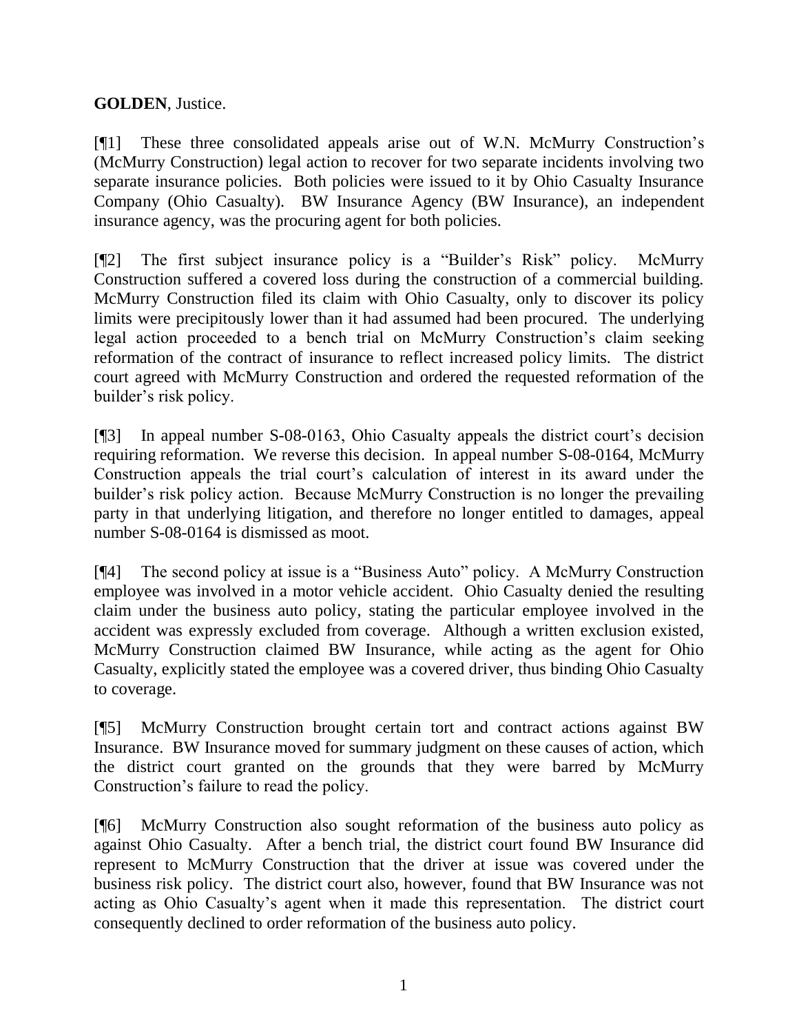**GOLDEN**, Justice.

[¶1] These three consolidated appeals arise out of W.N. McMurry Construction's (McMurry Construction) legal action to recover for two separate incidents involving two separate insurance policies. Both policies were issued to it by Ohio Casualty Insurance Company (Ohio Casualty). BW Insurance Agency (BW Insurance), an independent insurance agency, was the procuring agent for both policies.

[¶2] The first subject insurance policy is a "Builder's Risk" policy. McMurry Construction suffered a covered loss during the construction of a commercial building. McMurry Construction filed its claim with Ohio Casualty, only to discover its policy limits were precipitously lower than it had assumed had been procured. The underlying legal action proceeded to a bench trial on McMurry Construction's claim seeking reformation of the contract of insurance to reflect increased policy limits. The district court agreed with McMurry Construction and ordered the requested reformation of the builder's risk policy.

[¶3] In appeal number S-08-0163, Ohio Casualty appeals the district court's decision requiring reformation. We reverse this decision. In appeal number S-08-0164, McMurry Construction appeals the trial court's calculation of interest in its award under the builder's risk policy action. Because McMurry Construction is no longer the prevailing party in that underlying litigation, and therefore no longer entitled to damages, appeal number S-08-0164 is dismissed as moot.

[¶4] The second policy at issue is a "Business Auto" policy. A McMurry Construction employee was involved in a motor vehicle accident. Ohio Casualty denied the resulting claim under the business auto policy, stating the particular employee involved in the accident was expressly excluded from coverage. Although a written exclusion existed, McMurry Construction claimed BW Insurance, while acting as the agent for Ohio Casualty, explicitly stated the employee was a covered driver, thus binding Ohio Casualty to coverage.

[¶5] McMurry Construction brought certain tort and contract actions against BW Insurance. BW Insurance moved for summary judgment on these causes of action, which the district court granted on the grounds that they were barred by McMurry Construction's failure to read the policy.

[¶6] McMurry Construction also sought reformation of the business auto policy as against Ohio Casualty. After a bench trial, the district court found BW Insurance did represent to McMurry Construction that the driver at issue was covered under the business risk policy. The district court also, however, found that BW Insurance was not acting as Ohio Casualty's agent when it made this representation. The district court consequently declined to order reformation of the business auto policy.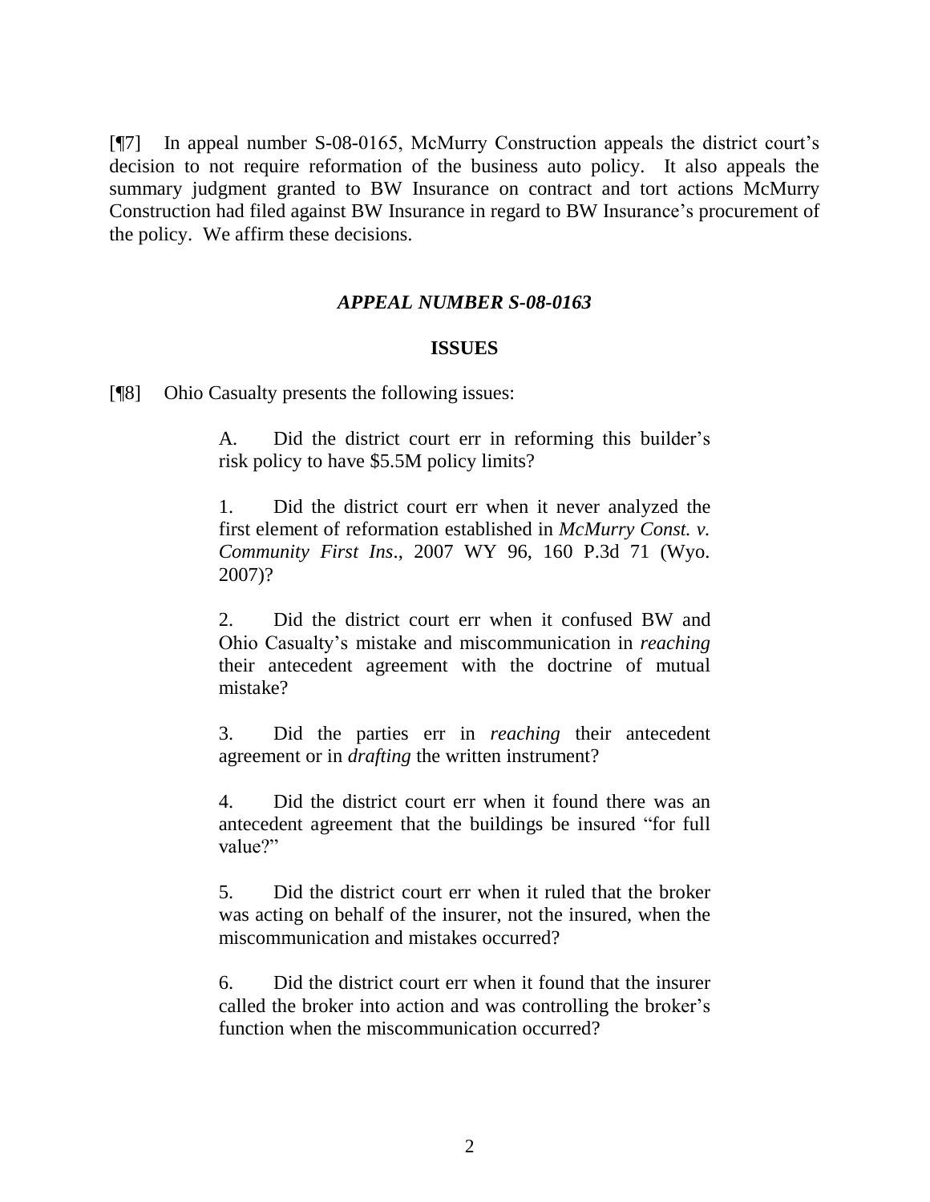[¶7] In appeal number S-08-0165, McMurry Construction appeals the district court's decision to not require reformation of the business auto policy. It also appeals the summary judgment granted to BW Insurance on contract and tort actions McMurry Construction had filed against BW Insurance in regard to BW Insurance's procurement of the policy. We affirm these decisions.

### *APPEAL NUMBER S-08-0163*

### ISSUES

[¶8] Ohio Casualty presents the following issues:

> A. Did the district court err in reforming this builder's risk policy to have $5.5M policy limits?
>
> 1. Did the district court err when it never analyzed the first element of reformation established in *McMurry Const. v. Community First Ins*., 2007 WY 96, 160 P.3d 71 (Wyo. 2007)?
>
> 2. Did the district court err when it confused BW and Ohio Casualty's mistake and miscommunication in *reaching* their antecedent agreement with the doctrine of mutual mistake?
>
> 3. Did the parties err in *reaching* their antecedent agreement or in *drafting* the written instrument?
>
> 4. Did the district court err when it found there was an antecedent agreement that the buildings be insured "for full value?"
>
> 5. Did the district court err when it ruled that the broker was acting on behalf of the insurer, not the insured, when the miscommunication and mistakes occurred?
>
> 6. Did the district court err when it found that the insurer called the broker into action and was controlling the broker's function when the miscommunication occurred?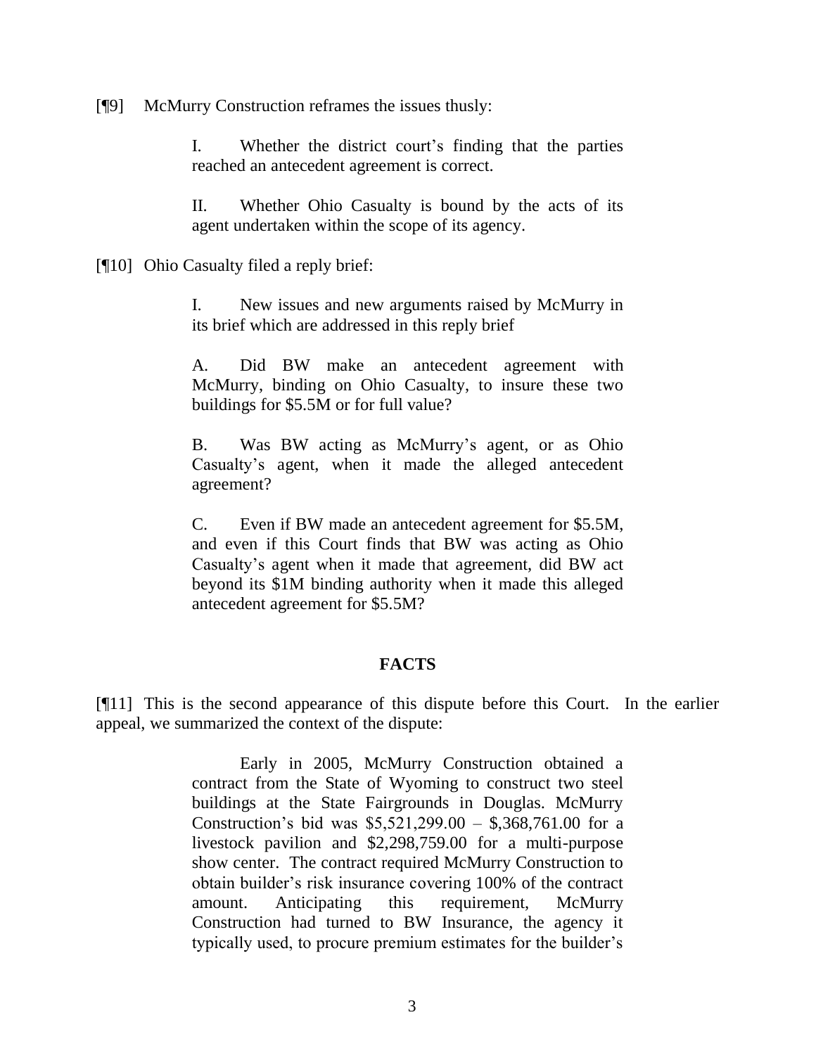[¶9] McMurry Construction reframes the issues thusly:

> I. Whether the district court's finding that the parties reached an antecedent agreement is correct.
>
> II. Whether Ohio Casualty is bound by the acts of its agent undertaken within the scope of its agency.

[¶10] Ohio Casualty filed a reply brief:

> I. New issues and new arguments raised by McMurry in its brief which are addressed in this reply brief
>
> A. Did BW make an antecedent agreement with McMurry, binding on Ohio Casualty, to insure these two buildings for $5.5M or for full value?
>
> B. Was BW acting as McMurry's agent, or as Ohio Casualty's agent, when it made the alleged antecedent agreement?
>
> C. Even if BW made an antecedent agreement for $5.5M, and even if this Court finds that BW was acting as Ohio Casualty's agent when it made that agreement, did BW act beyond its $1M binding authority when it made this alleged antecedent agreement for $5.5M?

## FACTS

[¶11] This is the second appearance of this dispute before this Court. In the earlier appeal, we summarized the context of the dispute:

> Early in 2005, McMurry Construction obtained a contract from the State of Wyoming to construct two steel buildings at the State Fairgrounds in Douglas. McMurry Construction's bid was $5,521,299.00 – $,368,761.00 for a livestock pavilion and $2,298,759.00 for a multi-purpose show center. The contract required McMurry Construction to obtain builder's risk insurance covering 100% of the contract amount. Anticipating this requirement, McMurry Construction had turned to BW Insurance, the agency it typically used, to procure premium estimates for the builder's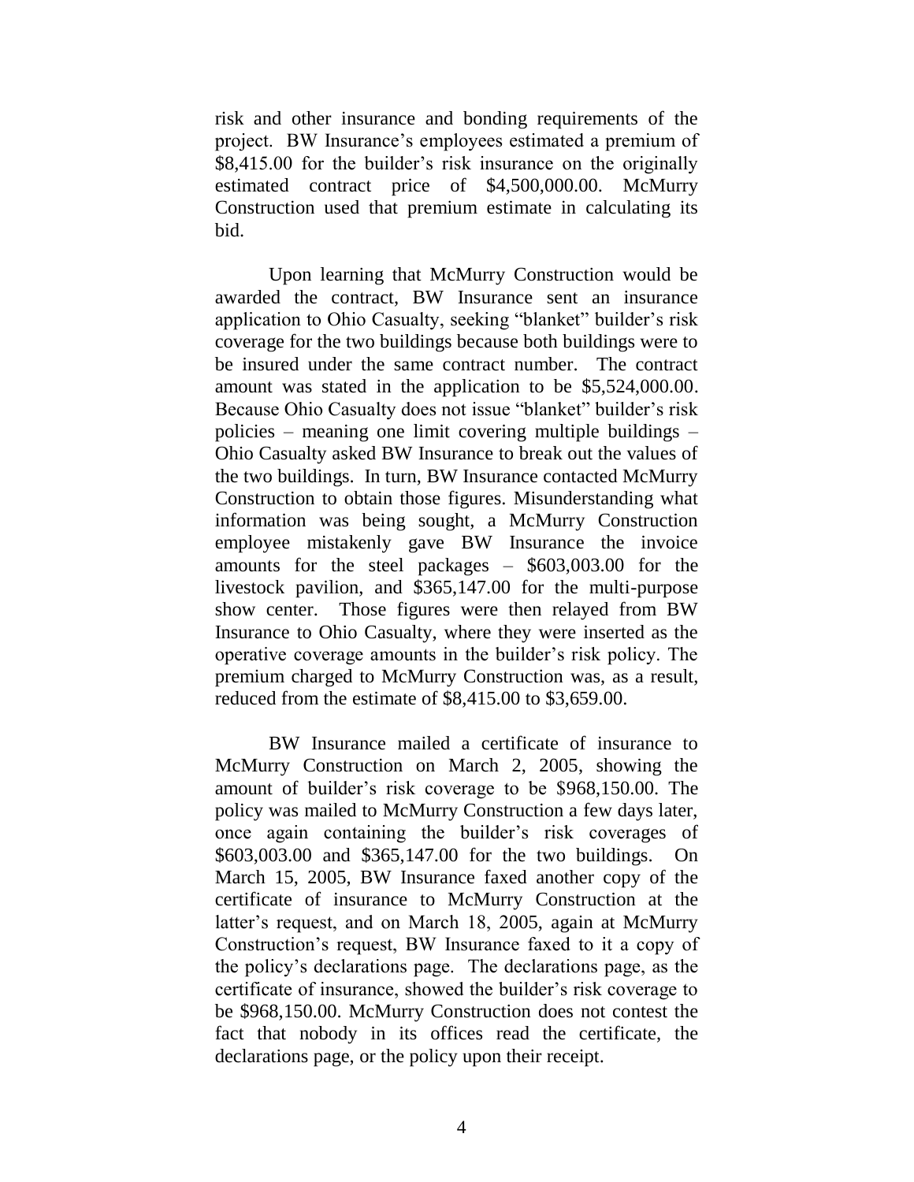risk and other insurance and bonding requirements of the project. BW Insurance's employees estimated a premium of $8,415.00 for the builder's risk insurance on the originally estimated contract price of $4,500,000.00. McMurry Construction used that premium estimate in calculating its bid.

Upon learning that McMurry Construction would be awarded the contract, BW Insurance sent an insurance application to Ohio Casualty, seeking "blanket" builder's risk coverage for the two buildings because both buildings were to be insured under the same contract number. The contract amount was stated in the application to be $5,524,000.00. Because Ohio Casualty does not issue "blanket" builder's risk policies – meaning one limit covering multiple buildings – Ohio Casualty asked BW Insurance to break out the values of the two buildings. In turn, BW Insurance contacted McMurry Construction to obtain those figures. Misunderstanding what information was being sought, a McMurry Construction employee mistakenly gave BW Insurance the invoice amounts for the steel packages – $603,003.00 for the livestock pavilion, and $365,147.00 for the multi-purpose show center. Those figures were then relayed from BW Insurance to Ohio Casualty, where they were inserted as the operative coverage amounts in the builder's risk policy. The premium charged to McMurry Construction was, as a result, reduced from the estimate of $8,415.00 to $3,659.00.

BW Insurance mailed a certificate of insurance to McMurry Construction on March 2, 2005, showing the amount of builder's risk coverage to be $968,150.00. The policy was mailed to McMurry Construction a few days later, once again containing the builder's risk coverages of $603,003.00 and $365,147.00 for the two buildings. On March 15, 2005, BW Insurance faxed another copy of the certificate of insurance to McMurry Construction at the latter's request, and on March 18, 2005, again at McMurry Construction's request, BW Insurance faxed to it a copy of the policy's declarations page. The declarations page, as the certificate of insurance, showed the builder's risk coverage to be $968,150.00. McMurry Construction does not contest the fact that nobody in its offices read the certificate, the declarations page, or the policy upon their receipt.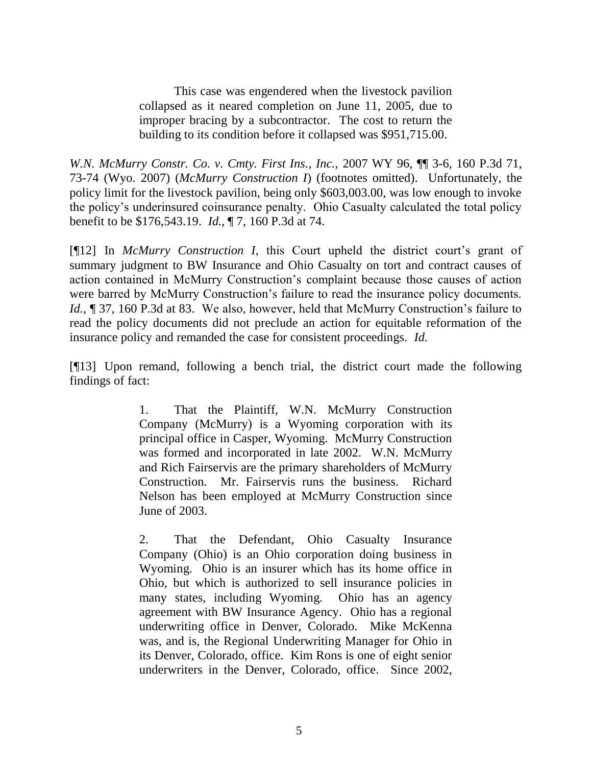> This case was engendered when the livestock pavilion collapsed as it neared completion on June 11, 2005, due to improper bracing by a subcontractor. The cost to return the building to its condition before it collapsed was $951,715.00.

*W.N. McMurry Constr. Co. v. Cmty. First Ins., Inc.*, 2007 WY 96, ¶¶ 3-6, 160 P.3d 71, 73-74 (Wyo. 2007) (*McMurry Construction I*) (footnotes omitted). Unfortunately, the policy limit for the livestock pavilion, being only $603,003.00, was low enough to invoke the policy's underinsured coinsurance penalty. Ohio Casualty calculated the total policy benefit to be $176,543.19. *Id.*, ¶ 7, 160 P.3d at 74.

[¶12] In *McMurry Construction I*, this Court upheld the district court's grant of summary judgment to BW Insurance and Ohio Casualty on tort and contract causes of action contained in McMurry Construction's complaint because those causes of action were barred by McMurry Construction's failure to read the insurance policy documents. *Id.*, ¶ 37, 160 P.3d at 83. We also, however, held that McMurry Construction's failure to read the policy documents did not preclude an action for equitable reformation of the insurance policy and remanded the case for consistent proceedings. *Id.*

[¶13] Upon remand, following a bench trial, the district court made the following findings of fact:

> 1. That the Plaintiff, W.N. McMurry Construction Company (McMurry) is a Wyoming corporation with its principal office in Casper, Wyoming. McMurry Construction was formed and incorporated in late 2002. W.N. McMurry and Rich Fairservis are the primary shareholders of McMurry Construction. Mr. Fairservis runs the business. Richard Nelson has been employed at McMurry Construction since June of 2003.
>
> 2. That the Defendant, Ohio Casualty Insurance Company (Ohio) is an Ohio corporation doing business in Wyoming. Ohio is an insurer which has its home office in Ohio, but which is authorized to sell insurance policies in many states, including Wyoming. Ohio has an agency agreement with BW Insurance Agency. Ohio has a regional underwriting office in Denver, Colorado. Mike McKenna was, and is, the Regional Underwriting Manager for Ohio in its Denver, Colorado, office. Kim Rons is one of eight senior underwriters in the Denver, Colorado, office. Since 2002,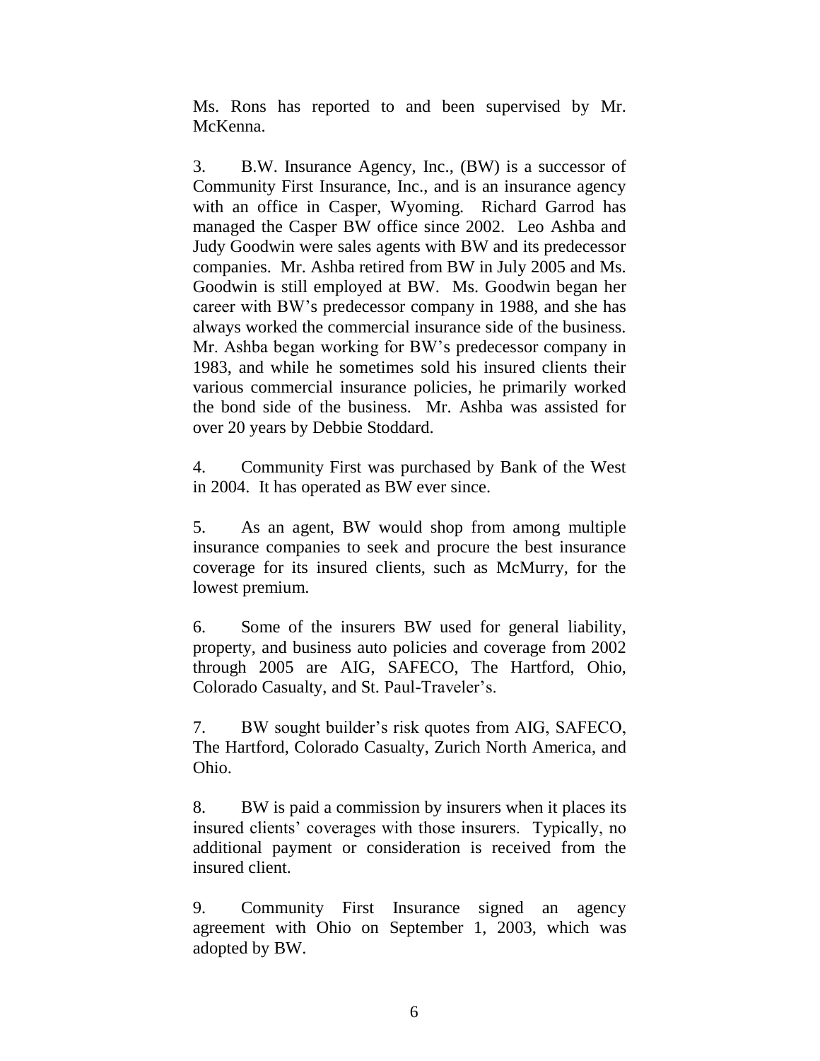Ms. Rons has reported to and been supervised by Mr. McKenna.

3. B.W. Insurance Agency, Inc., (BW) is a successor of Community First Insurance, Inc., and is an insurance agency with an office in Casper, Wyoming. Richard Garrod has managed the Casper BW office since 2002. Leo Ashba and Judy Goodwin were sales agents with BW and its predecessor companies. Mr. Ashba retired from BW in July 2005 and Ms. Goodwin is still employed at BW. Ms. Goodwin began her career with BW's predecessor company in 1988, and she has always worked the commercial insurance side of the business. Mr. Ashba began working for BW's predecessor company in 1983, and while he sometimes sold his insured clients their various commercial insurance policies, he primarily worked the bond side of the business. Mr. Ashba was assisted for over 20 years by Debbie Stoddard.

4. Community First was purchased by Bank of the West in 2004. It has operated as BW ever since.

5. As an agent, BW would shop from among multiple insurance companies to seek and procure the best insurance coverage for its insured clients, such as McMurry, for the lowest premium.

6. Some of the insurers BW used for general liability, property, and business auto policies and coverage from 2002 through 2005 are AIG, SAFECO, The Hartford, Ohio, Colorado Casualty, and St. Paul-Traveler's.

7. BW sought builder's risk quotes from AIG, SAFECO, The Hartford, Colorado Casualty, Zurich North America, and Ohio.

8. BW is paid a commission by insurers when it places its insured clients' coverages with those insurers. Typically, no additional payment or consideration is received from the insured client.

9. Community First Insurance signed an agency agreement with Ohio on September 1, 2003, which was adopted by BW.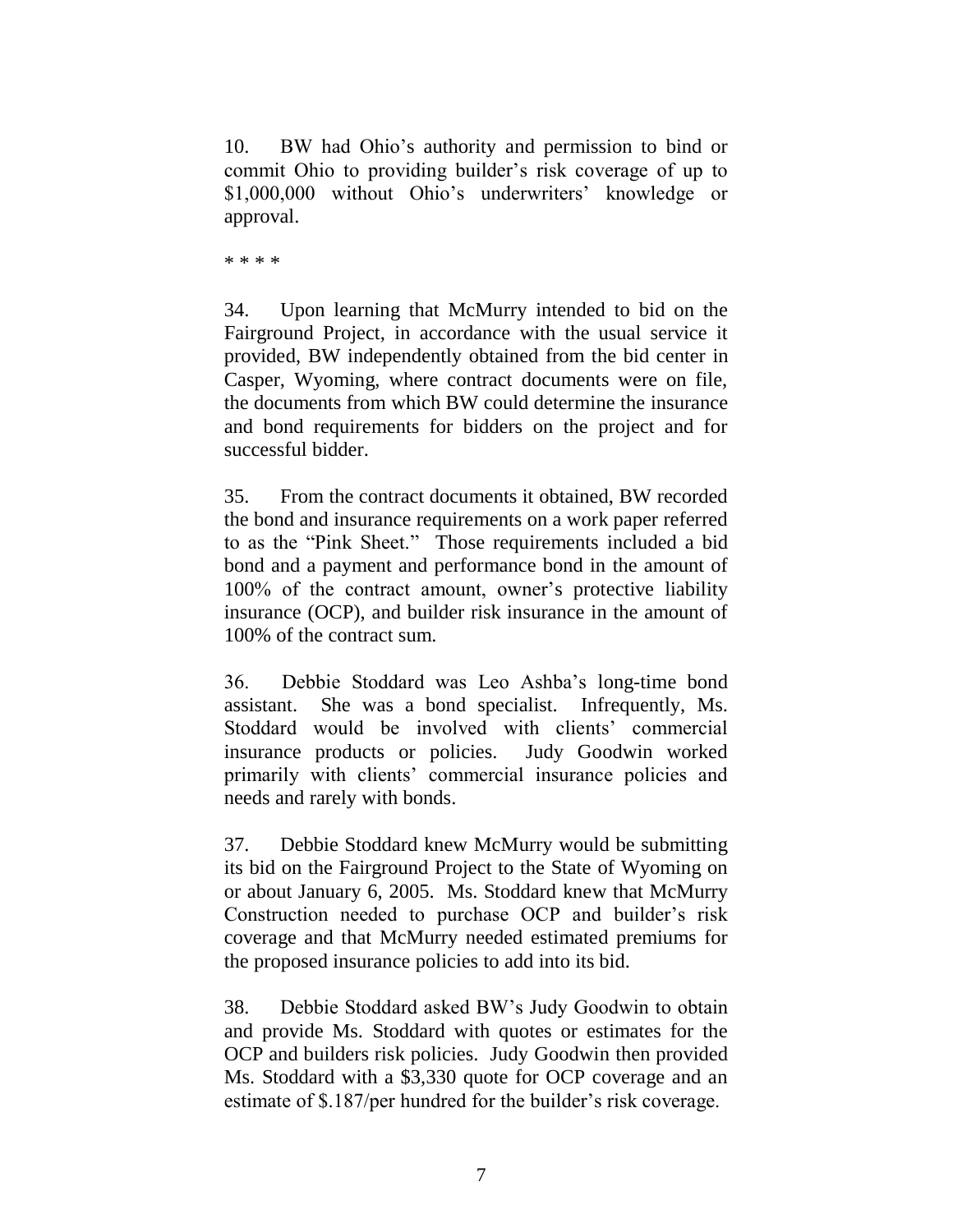10. BW had Ohio's authority and permission to bind or commit Ohio to providing builder's risk coverage of up to $1,000,000 without Ohio's underwriters' knowledge or approval.

* * * *

34. Upon learning that McMurry intended to bid on the Fairground Project, in accordance with the usual service it provided, BW independently obtained from the bid center in Casper, Wyoming, where contract documents were on file, the documents from which BW could determine the insurance and bond requirements for bidders on the project and for successful bidder.

35. From the contract documents it obtained, BW recorded the bond and insurance requirements on a work paper referred to as the "Pink Sheet." Those requirements included a bid bond and a payment and performance bond in the amount of 100% of the contract amount, owner's protective liability insurance (OCP), and builder risk insurance in the amount of 100% of the contract sum.

36. Debbie Stoddard was Leo Ashba's long-time bond assistant. She was a bond specialist. Infrequently, Ms. Stoddard would be involved with clients' commercial insurance products or policies. Judy Goodwin worked primarily with clients' commercial insurance policies and needs and rarely with bonds.

37. Debbie Stoddard knew McMurry would be submitting its bid on the Fairground Project to the State of Wyoming on or about January 6, 2005. Ms. Stoddard knew that McMurry Construction needed to purchase OCP and builder's risk coverage and that McMurry needed estimated premiums for the proposed insurance policies to add into its bid.

38. Debbie Stoddard asked BW's Judy Goodwin to obtain and provide Ms. Stoddard with quotes or estimates for the OCP and builders risk policies. Judy Goodwin then provided Ms. Stoddard with a $3,330 quote for OCP coverage and an estimate of $.187/per hundred for the builder's risk coverage.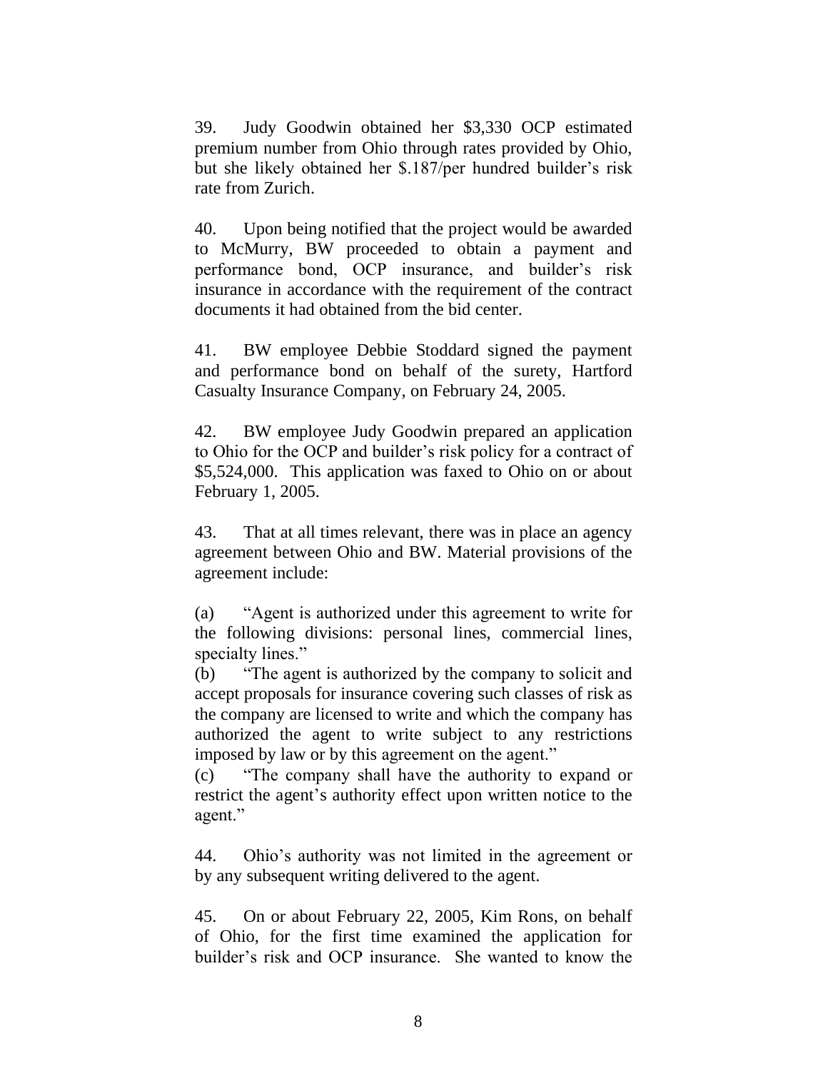39. Judy Goodwin obtained her $3,330 OCP estimated premium number from Ohio through rates provided by Ohio, but she likely obtained her $.187/per hundred builder's risk rate from Zurich.

40. Upon being notified that the project would be awarded to McMurry, BW proceeded to obtain a payment and performance bond, OCP insurance, and builder's risk insurance in accordance with the requirement of the contract documents it had obtained from the bid center.

41. BW employee Debbie Stoddard signed the payment and performance bond on behalf of the surety, Hartford Casualty Insurance Company, on February 24, 2005.

42. BW employee Judy Goodwin prepared an application to Ohio for the OCP and builder's risk policy for a contract of $5,524,000. This application was faxed to Ohio on or about February 1, 2005.

43. That at all times relevant, there was in place an agency agreement between Ohio and BW. Material provisions of the agreement include:

(a) "Agent is authorized under this agreement to write for the following divisions: personal lines, commercial lines, specialty lines."
(b) "The agent is authorized by the company to solicit and accept proposals for insurance covering such classes of risk as the company are licensed to write and which the company has authorized the agent to write subject to any restrictions imposed by law or by this agreement on the agent."
(c) "The company shall have the authority to expand or restrict the agent's authority effect upon written notice to the agent."

44. Ohio's authority was not limited in the agreement or by any subsequent writing delivered to the agent.

45. On or about February 22, 2005, Kim Rons, on behalf of Ohio, for the first time examined the application for builder's risk and OCP insurance. She wanted to know the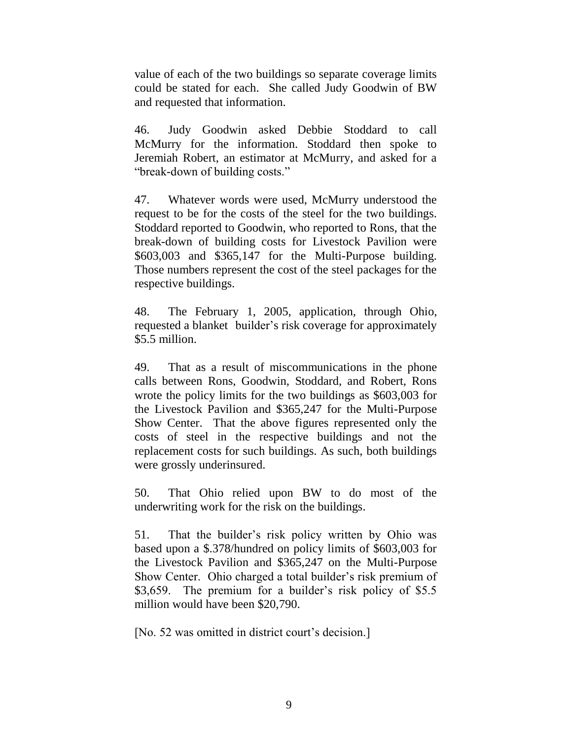value of each of the two buildings so separate coverage limits could be stated for each. She called Judy Goodwin of BW and requested that information.

46. Judy Goodwin asked Debbie Stoddard to call McMurry for the information. Stoddard then spoke to Jeremiah Robert, an estimator at McMurry, and asked for a "break-down of building costs."

47. Whatever words were used, McMurry understood the request to be for the costs of the steel for the two buildings. Stoddard reported to Goodwin, who reported to Rons, that the break-down of building costs for Livestock Pavilion were $603,003 and $365,147 for the Multi-Purpose building. Those numbers represent the cost of the steel packages for the respective buildings.

48. The February 1, 2005, application, through Ohio, requested a blanket builder's risk coverage for approximately $5.5 million.

49. That as a result of miscommunications in the phone calls between Rons, Goodwin, Stoddard, and Robert, Rons wrote the policy limits for the two buildings as $603,003 for the Livestock Pavilion and $365,247 for the Multi-Purpose Show Center. That the above figures represented only the costs of steel in the respective buildings and not the replacement costs for such buildings. As such, both buildings were grossly underinsured.

50. That Ohio relied upon BW to do most of the underwriting work for the risk on the buildings.

51. That the builder's risk policy written by Ohio was based upon a $.378/hundred on policy limits of $603,003 for the Livestock Pavilion and $365,247 on the Multi-Purpose Show Center. Ohio charged a total builder's risk premium of $3,659. The premium for a builder's risk policy of $5.5 million would have been $20,790.

[No. 52 was omitted in district court's decision.]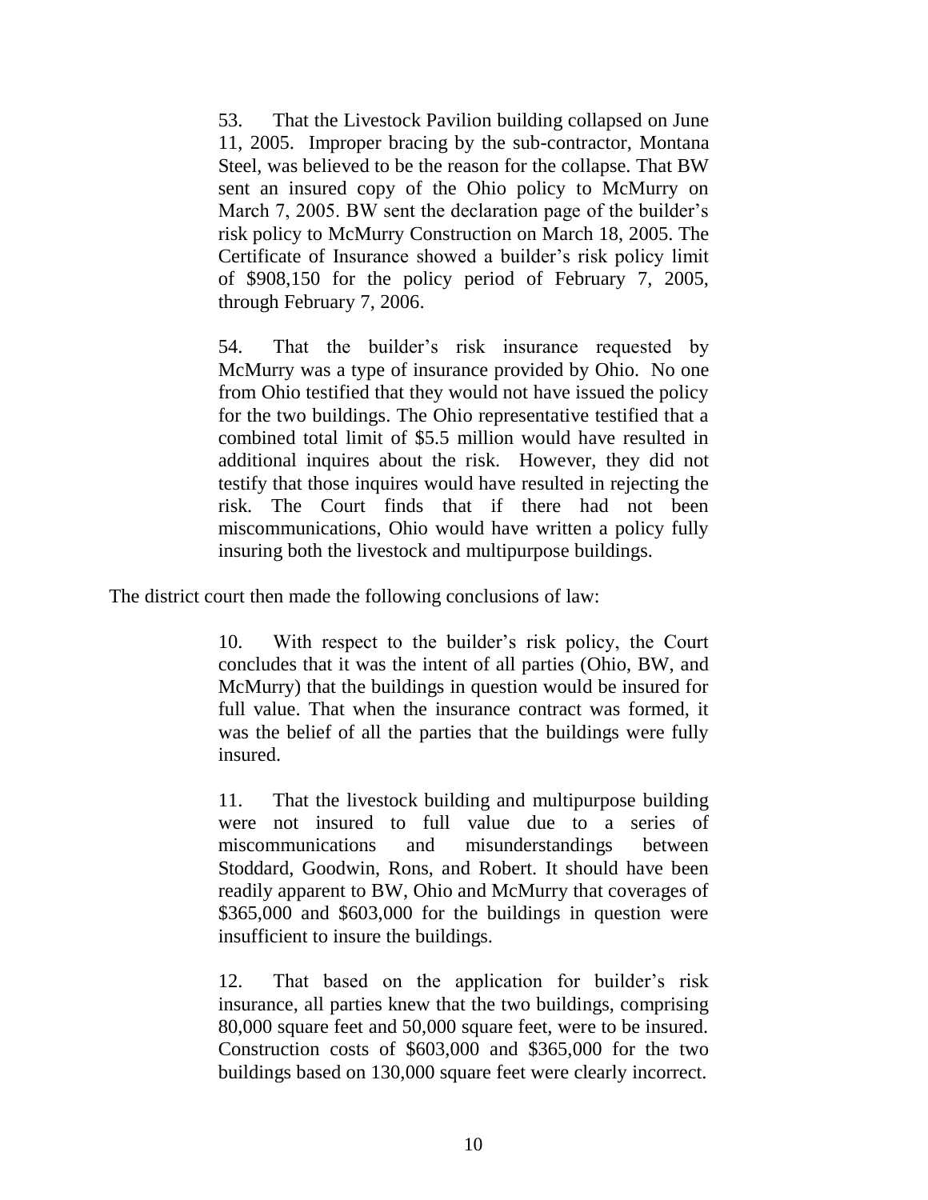> 53. That the Livestock Pavilion building collapsed on June 11, 2005. Improper bracing by the sub-contractor, Montana Steel, was believed to be the reason for the collapse. That BW sent an insured copy of the Ohio policy to McMurry on March 7, 2005. BW sent the declaration page of the builder's risk policy to McMurry Construction on March 18, 2005. The Certificate of Insurance showed a builder's risk policy limit of $908,150 for the policy period of February 7, 2005, through February 7, 2006.
>
> 54. That the builder's risk insurance requested by McMurry was a type of insurance provided by Ohio. No one from Ohio testified that they would not have issued the policy for the two buildings. The Ohio representative testified that a combined total limit of $5.5 million would have resulted in additional inquires about the risk. However, they did not testify that those inquires would have resulted in rejecting the risk. The Court finds that if there had not been miscommunications, Ohio would have written a policy fully insuring both the livestock and multipurpose buildings.

The district court then made the following conclusions of law:

> 10. With respect to the builder's risk policy, the Court concludes that it was the intent of all parties (Ohio, BW, and McMurry) that the buildings in question would be insured for full value. That when the insurance contract was formed, it was the belief of all the parties that the buildings were fully insured.
>
> 11. That the livestock building and multipurpose building were not insured to full value due to a series of miscommunications and misunderstandings between Stoddard, Goodwin, Rons, and Robert. It should have been readily apparent to BW, Ohio and McMurry that coverages of $365,000 and $603,000 for the buildings in question were insufficient to insure the buildings.
>
> 12. That based on the application for builder's risk insurance, all parties knew that the two buildings, comprising 80,000 square feet and 50,000 square feet, were to be insured. Construction costs of $603,000 and $365,000 for the two buildings based on 130,000 square feet were clearly incorrect.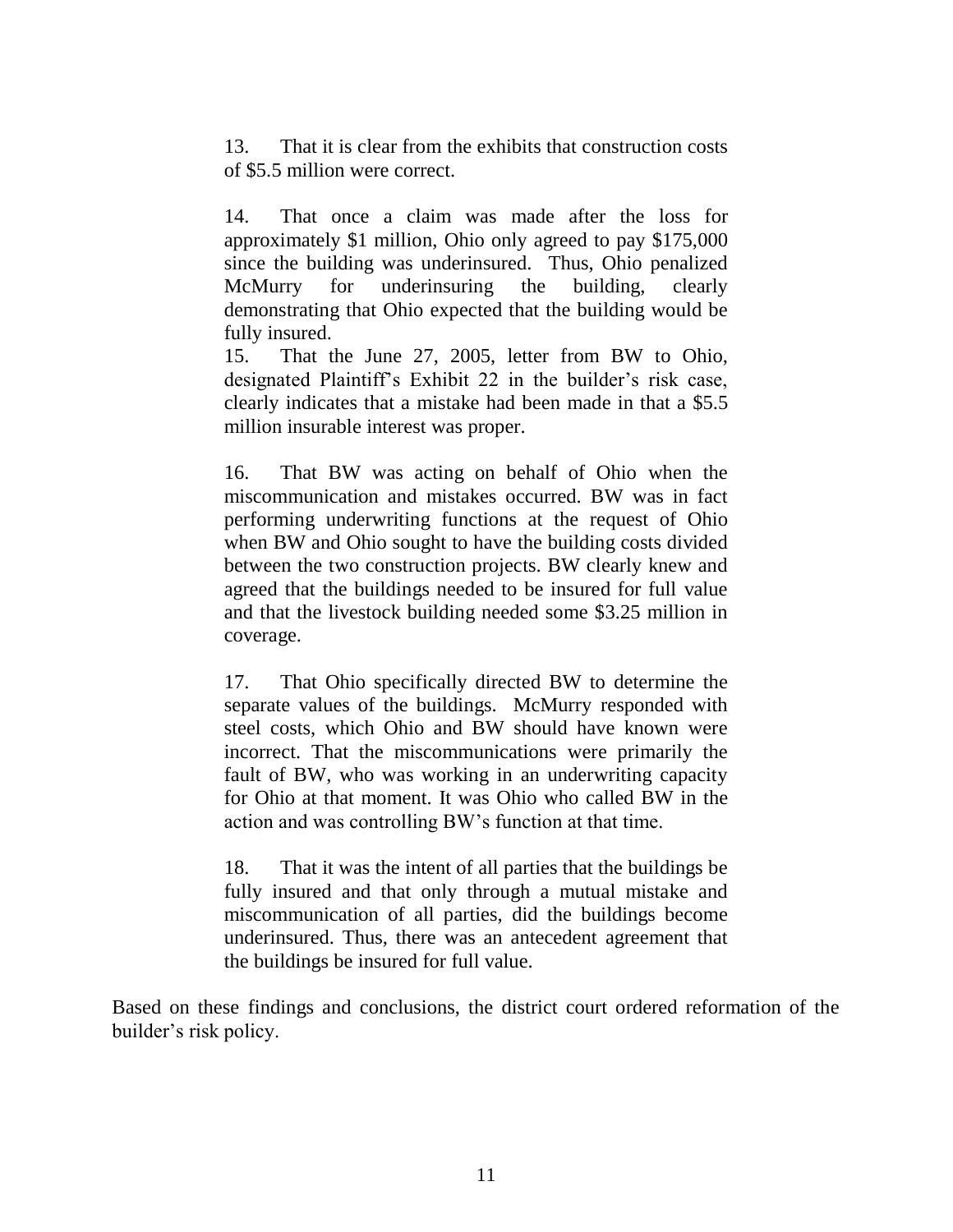13. That it is clear from the exhibits that construction costs of $5.5 million were correct.

14. That once a claim was made after the loss for approximately $1 million, Ohio only agreed to pay $175,000 since the building was underinsured. Thus, Ohio penalized McMurry for underinsuring the building, clearly demonstrating that Ohio expected that the building would be fully insured.

15. That the June 27, 2005, letter from BW to Ohio, designated Plaintiff's Exhibit 22 in the builder's risk case, clearly indicates that a mistake had been made in that a $5.5 million insurable interest was proper.

16. That BW was acting on behalf of Ohio when the miscommunication and mistakes occurred. BW was in fact performing underwriting functions at the request of Ohio when BW and Ohio sought to have the building costs divided between the two construction projects. BW clearly knew and agreed that the buildings needed to be insured for full value and that the livestock building needed some $3.25 million in coverage.

17. That Ohio specifically directed BW to determine the separate values of the buildings. McMurry responded with steel costs, which Ohio and BW should have known were incorrect. That the miscommunications were primarily the fault of BW, who was working in an underwriting capacity for Ohio at that moment. It was Ohio who called BW in the action and was controlling BW's function at that time.

18. That it was the intent of all parties that the buildings be fully insured and that only through a mutual mistake and miscommunication of all parties, did the buildings become underinsured. Thus, there was an antecedent agreement that the buildings be insured for full value.

Based on these findings and conclusions, the district court ordered reformation of the builder's risk policy.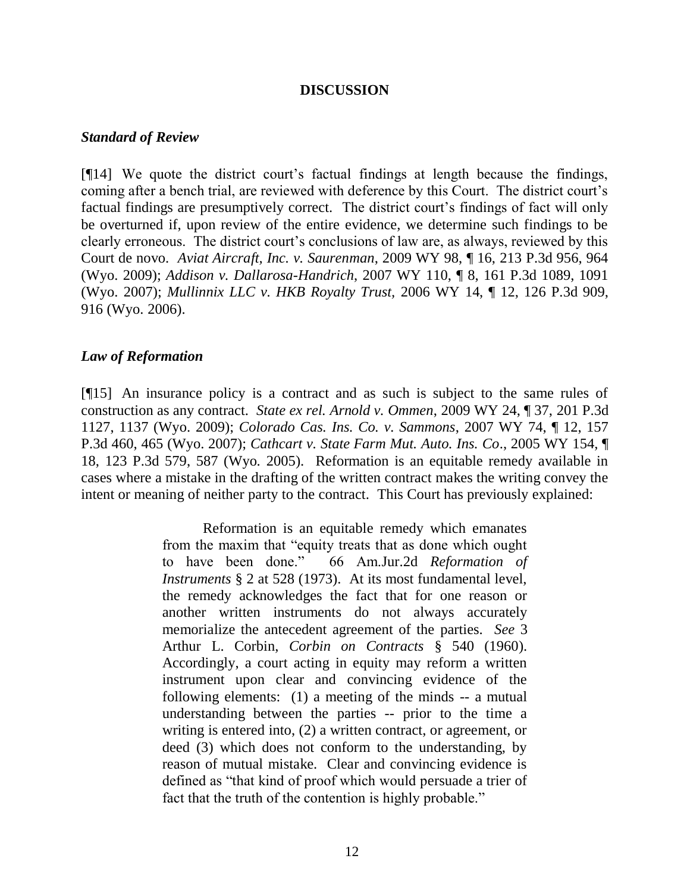## DISCUSSION

### *Standard of Review*

[¶14] We quote the district court's factual findings at length because the findings, coming after a bench trial, are reviewed with deference by this Court. The district court's factual findings are presumptively correct. The district court's findings of fact will only be overturned if, upon review of the entire evidence, we determine such findings to be clearly erroneous. The district court's conclusions of law are, as always, reviewed by this Court de novo. *Aviat Aircraft, Inc. v. Saurenman*, 2009 WY 98, ¶ 16, 213 P.3d 956, 964 (Wyo. 2009); *Addison v. Dallarosa-Handrich*, 2007 WY 110, ¶ 8, 161 P.3d 1089, 1091 (Wyo. 2007); *Mullinnix LLC v. HKB Royalty Trust*, 2006 WY 14, ¶ 12, 126 P.3d 909, 916 (Wyo. 2006).

### *Law of Reformation*

[¶15] An insurance policy is a contract and as such is subject to the same rules of construction as any contract. *State ex rel. Arnold v. Ommen*, 2009 WY 24, ¶ 37, 201 P.3d 1127, 1137 (Wyo. 2009); *Colorado Cas. Ins. Co. v. Sammons*, 2007 WY 74, ¶ 12, 157 P.3d 460, 465 (Wyo. 2007); *Cathcart v. State Farm Mut. Auto. Ins. Co*., 2005 WY 154, ¶ 18, 123 P.3d 579, 587 (Wyo. 2005). Reformation is an equitable remedy available in cases where a mistake in the drafting of the written contract makes the writing convey the intent or meaning of neither party to the contract. This Court has previously explained:

> Reformation is an equitable remedy which emanates from the maxim that "equity treats that as done which ought to have been done." 66 Am.Jur.2d *Reformation of Instruments* § 2 at 528 (1973). At its most fundamental level, the remedy acknowledges the fact that for one reason or another written instruments do not always accurately memorialize the antecedent agreement of the parties. *See* 3 Arthur L. Corbin, *Corbin on Contracts* § 540 (1960). Accordingly, a court acting in equity may reform a written instrument upon clear and convincing evidence of the following elements: (1) a meeting of the minds -- a mutual understanding between the parties -- prior to the time a writing is entered into, (2) a written contract, or agreement, or deed (3) which does not conform to the understanding, by reason of mutual mistake. Clear and convincing evidence is defined as "that kind of proof which would persuade a trier of fact that the truth of the contention is highly probable."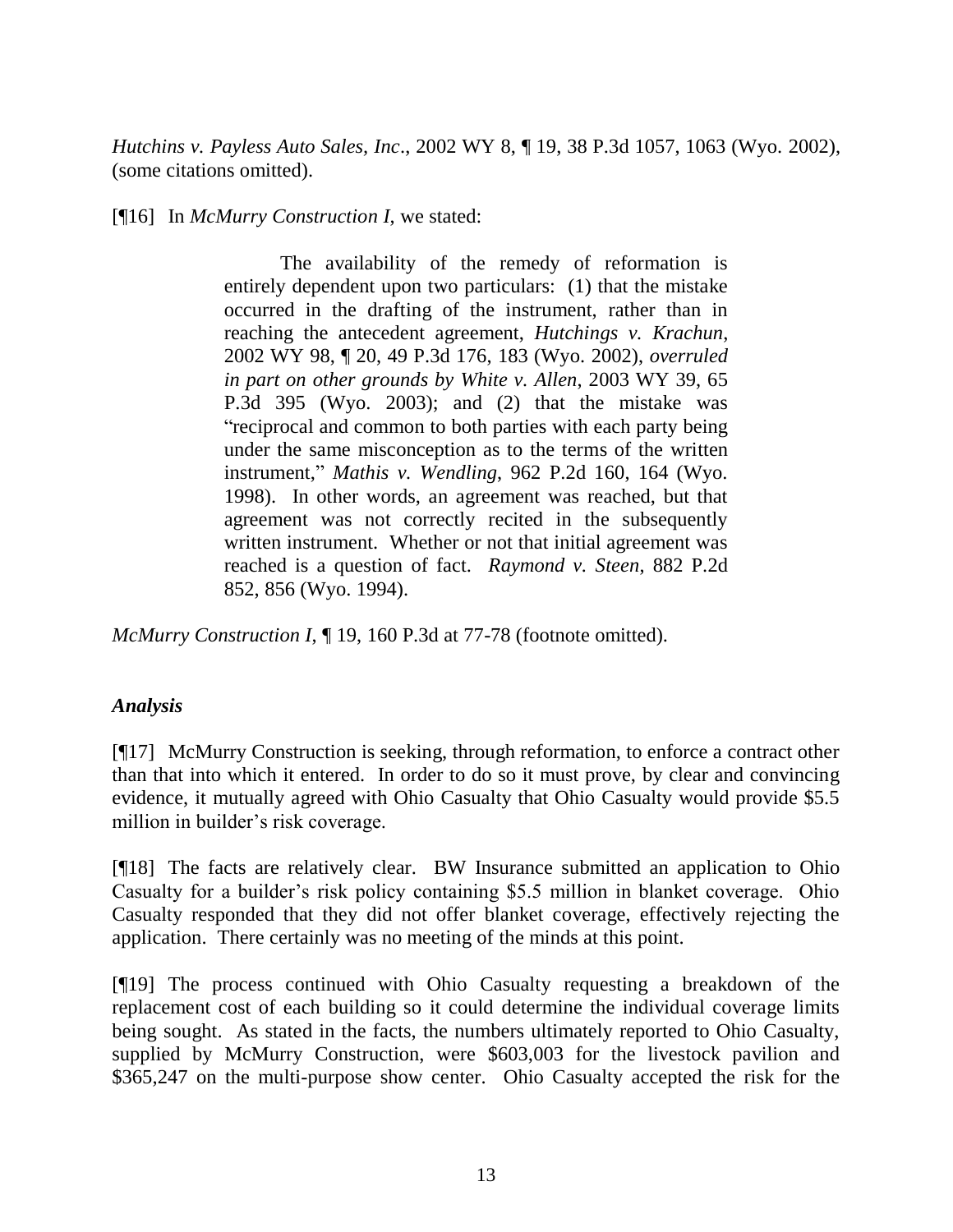*Hutchins v. Payless Auto Sales, Inc*., 2002 WY 8, ¶ 19, 38 P.3d 1057, 1063 (Wyo. 2002), (some citations omitted).

[¶16] In *McMurry Construction I*, we stated:

> The availability of the remedy of reformation is entirely dependent upon two particulars: (1) that the mistake occurred in the drafting of the instrument, rather than in reaching the antecedent agreement, *Hutchings v. Krachun*, 2002 WY 98, ¶ 20, 49 P.3d 176, 183 (Wyo. 2002), *overruled in part on other grounds by White v. Allen*, 2003 WY 39, 65 P.3d 395 (Wyo. 2003); and (2) that the mistake was "reciprocal and common to both parties with each party being under the same misconception as to the terms of the written instrument," *Mathis v. Wendling*, 962 P.2d 160, 164 (Wyo. 1998). In other words, an agreement was reached, but that agreement was not correctly recited in the subsequently written instrument. Whether or not that initial agreement was reached is a question of fact. *Raymond v. Steen*, 882 P.2d 852, 856 (Wyo. 1994).

*McMurry Construction I*, ¶ 19, 160 P.3d at 77-78 (footnote omitted).

### *Analysis*

[¶17] McMurry Construction is seeking, through reformation, to enforce a contract other than that into which it entered. In order to do so it must prove, by clear and convincing evidence, it mutually agreed with Ohio Casualty that Ohio Casualty would provide $5.5 million in builder's risk coverage.

[¶18] The facts are relatively clear. BW Insurance submitted an application to Ohio Casualty for a builder's risk policy containing $5.5 million in blanket coverage. Ohio Casualty responded that they did not offer blanket coverage, effectively rejecting the application. There certainly was no meeting of the minds at this point.

[¶19] The process continued with Ohio Casualty requesting a breakdown of the replacement cost of each building so it could determine the individual coverage limits being sought. As stated in the facts, the numbers ultimately reported to Ohio Casualty, supplied by McMurry Construction, were $603,003 for the livestock pavilion and $365,247 on the multi-purpose show center. Ohio Casualty accepted the risk for the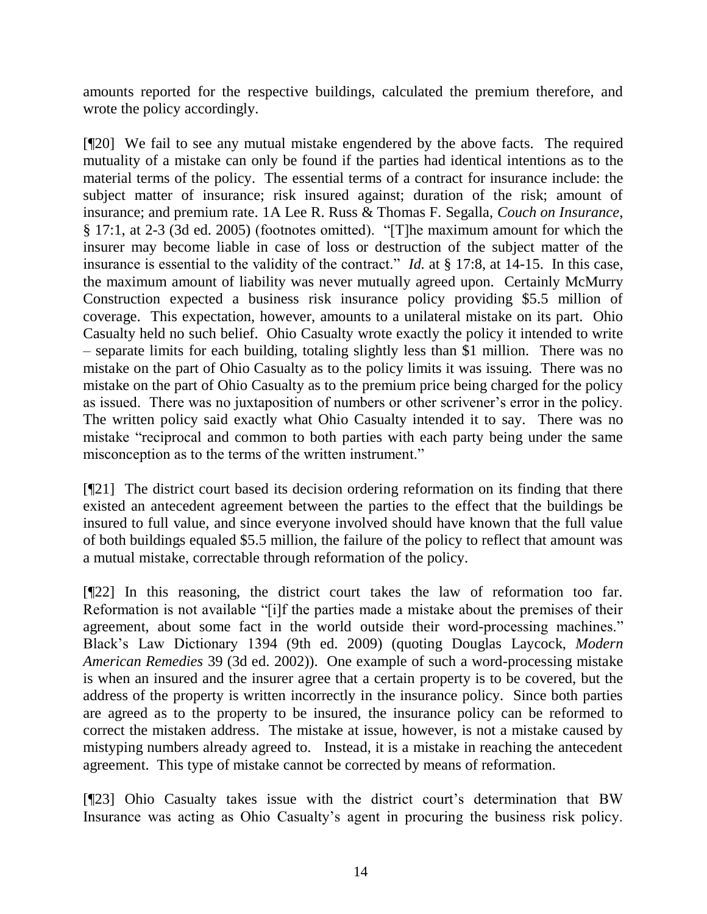amounts reported for the respective buildings, calculated the premium therefore, and wrote the policy accordingly.

[¶20] We fail to see any mutual mistake engendered by the above facts. The required mutuality of a mistake can only be found if the parties had identical intentions as to the material terms of the policy. The essential terms of a contract for insurance include: the subject matter of insurance; risk insured against; duration of the risk; amount of insurance; and premium rate. 1A Lee R. Russ & Thomas F. Segalla, *Couch on Insurance*, § 17:1, at 2-3 (3d ed. 2005) (footnotes omitted). "[T]he maximum amount for which the insurer may become liable in case of loss or destruction of the subject matter of the insurance is essential to the validity of the contract." *Id.* at § 17:8, at 14-15. In this case, the maximum amount of liability was never mutually agreed upon. Certainly McMurry Construction expected a business risk insurance policy providing \$5.5 million of coverage. This expectation, however, amounts to a unilateral mistake on its part. Ohio Casualty held no such belief. Ohio Casualty wrote exactly the policy it intended to write – separate limits for each building, totaling slightly less than \$1 million. There was no mistake on the part of Ohio Casualty as to the policy limits it was issuing. There was no mistake on the part of Ohio Casualty as to the premium price being charged for the policy as issued. There was no juxtaposition of numbers or other scrivener's error in the policy. The written policy said exactly what Ohio Casualty intended it to say. There was no mistake "reciprocal and common to both parties with each party being under the same misconception as to the terms of the written instrument."

[¶21] The district court based its decision ordering reformation on its finding that there existed an antecedent agreement between the parties to the effect that the buildings be insured to full value, and since everyone involved should have known that the full value of both buildings equaled \$5.5 million, the failure of the policy to reflect that amount was a mutual mistake, correctable through reformation of the policy.

[¶22] In this reasoning, the district court takes the law of reformation too far. Reformation is not available "[i]f the parties made a mistake about the premises of their agreement, about some fact in the world outside their word-processing machines." Black's Law Dictionary 1394 (9th ed. 2009) (quoting Douglas Laycock, *Modern American Remedies* 39 (3d ed. 2002)). One example of such a word-processing mistake is when an insured and the insurer agree that a certain property is to be covered, but the address of the property is written incorrectly in the insurance policy. Since both parties are agreed as to the property to be insured, the insurance policy can be reformed to correct the mistaken address. The mistake at issue, however, is not a mistake caused by mistyping numbers already agreed to. Instead, it is a mistake in reaching the antecedent agreement. This type of mistake cannot be corrected by means of reformation.

[¶23] Ohio Casualty takes issue with the district court's determination that BW Insurance was acting as Ohio Casualty's agent in procuring the business risk policy.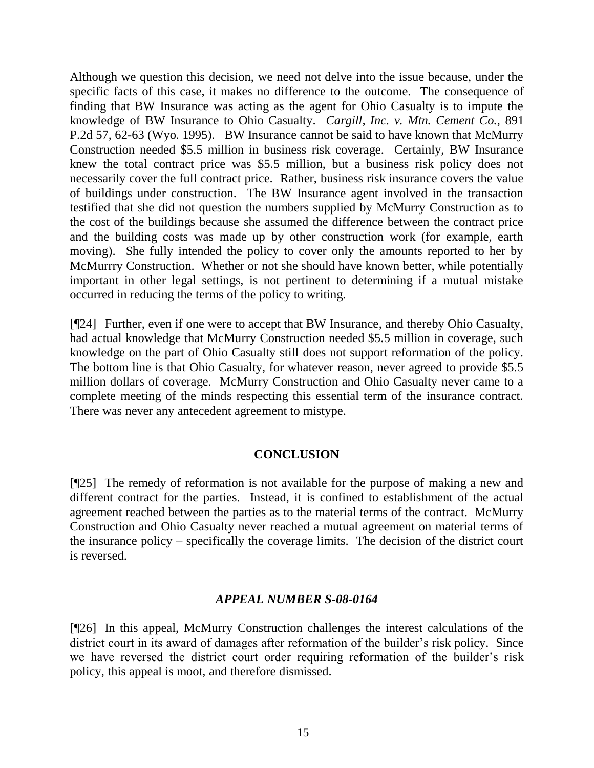Although we question this decision, we need not delve into the issue because, under the specific facts of this case, it makes no difference to the outcome. The consequence of finding that BW Insurance was acting as the agent for Ohio Casualty is to impute the knowledge of BW Insurance to Ohio Casualty. *Cargill, Inc. v. Mtn. Cement Co.*, 891 P.2d 57, 62-63 (Wyo. 1995). BW Insurance cannot be said to have known that McMurry Construction needed \$5.5 million in business risk coverage. Certainly, BW Insurance knew the total contract price was \$5.5 million, but a business risk policy does not necessarily cover the full contract price. Rather, business risk insurance covers the value of buildings under construction. The BW Insurance agent involved in the transaction testified that she did not question the numbers supplied by McMurry Construction as to the cost of the buildings because she assumed the difference between the contract price and the building costs was made up by other construction work (for example, earth moving). She fully intended the policy to cover only the amounts reported to her by McMurrry Construction. Whether or not she should have known better, while potentially important in other legal settings, is not pertinent to determining if a mutual mistake occurred in reducing the terms of the policy to writing.

[¶24] Further, even if one were to accept that BW Insurance, and thereby Ohio Casualty, had actual knowledge that McMurry Construction needed \$5.5 million in coverage, such knowledge on the part of Ohio Casualty still does not support reformation of the policy. The bottom line is that Ohio Casualty, for whatever reason, never agreed to provide \$5.5 million dollars of coverage. McMurry Construction and Ohio Casualty never came to a complete meeting of the minds respecting this essential term of the insurance contract. There was never any antecedent agreement to mistype.

## CONCLUSION

[¶25] The remedy of reformation is not available for the purpose of making a new and different contract for the parties. Instead, it is confined to establishment of the actual agreement reached between the parties as to the material terms of the contract. McMurry Construction and Ohio Casualty never reached a mutual agreement on material terms of the insurance policy – specifically the coverage limits. The decision of the district court is reversed.

### *APPEAL NUMBER S-08-0164*

[¶26] In this appeal, McMurry Construction challenges the interest calculations of the district court in its award of damages after reformation of the builder's risk policy. Since we have reversed the district court order requiring reformation of the builder's risk policy, this appeal is moot, and therefore dismissed.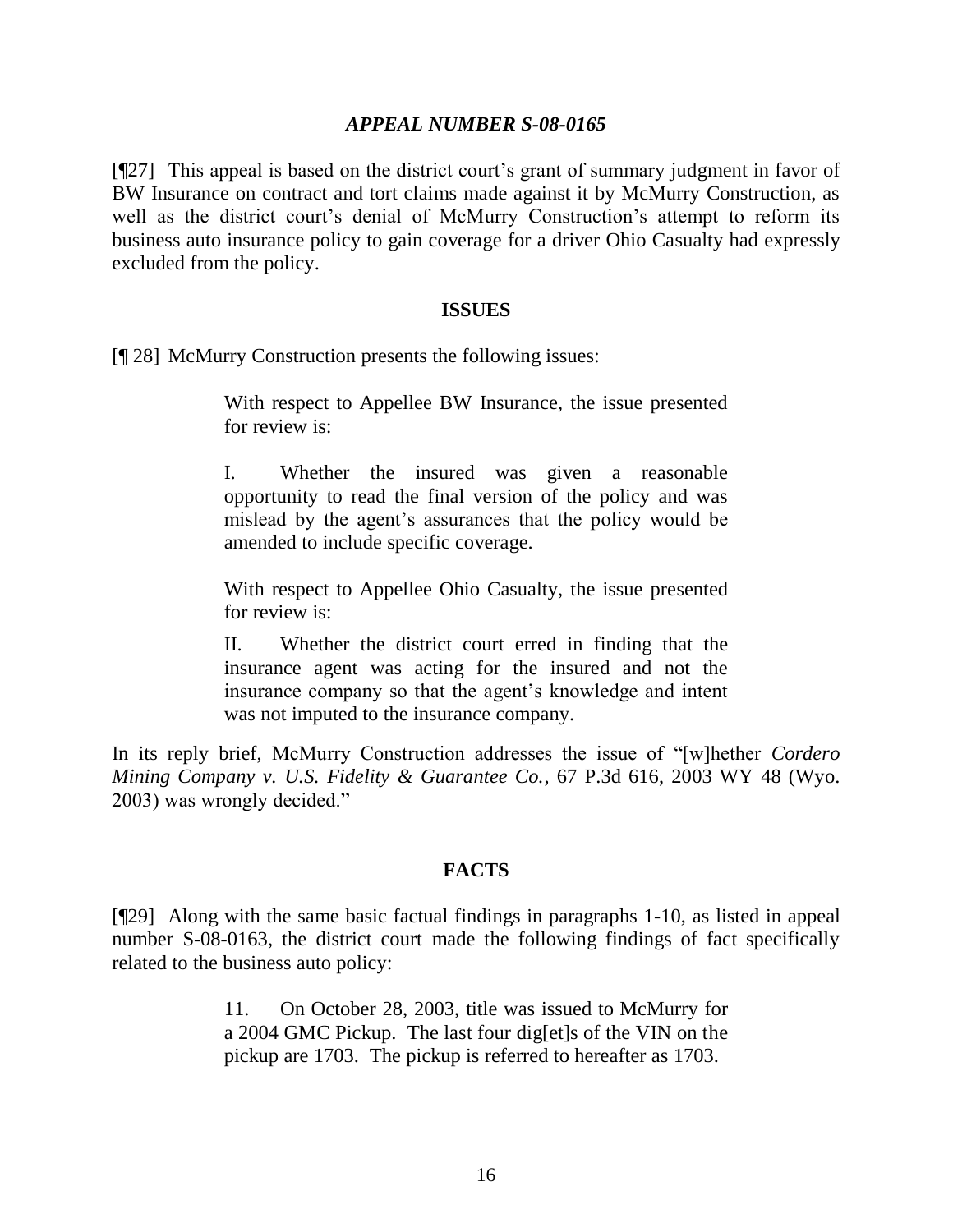### *APPEAL NUMBER S-08-0165*

[¶27] This appeal is based on the district court's grant of summary judgment in favor of BW Insurance on contract and tort claims made against it by McMurry Construction, as well as the district court's denial of McMurry Construction's attempt to reform its business auto insurance policy to gain coverage for a driver Ohio Casualty had expressly excluded from the policy.

### ISSUES

[¶ 28] McMurry Construction presents the following issues:

> With respect to Appellee BW Insurance, the issue presented for review is:
>
> I. Whether the insured was given a reasonable opportunity to read the final version of the policy and was mislead by the agent's assurances that the policy would be amended to include specific coverage.
>
> With respect to Appellee Ohio Casualty, the issue presented for review is:
>
> II. Whether the district court erred in finding that the insurance agent was acting for the insured and not the insurance company so that the agent's knowledge and intent was not imputed to the insurance company.

In its reply brief, McMurry Construction addresses the issue of "[w]hether *Cordero Mining Company v. U.S. Fidelity & Guarantee Co.*, 67 P.3d 616, 2003 WY 48 (Wyo. 2003) was wrongly decided."

### FACTS

[¶29] Along with the same basic factual findings in paragraphs 1-10, as listed in appeal number S-08-0163, the district court made the following findings of fact specifically related to the business auto policy:

> 11. On October 28, 2003, title was issued to McMurry for a 2004 GMC Pickup. The last four dig[et]s of the VIN on the pickup are 1703. The pickup is referred to hereafter as 1703.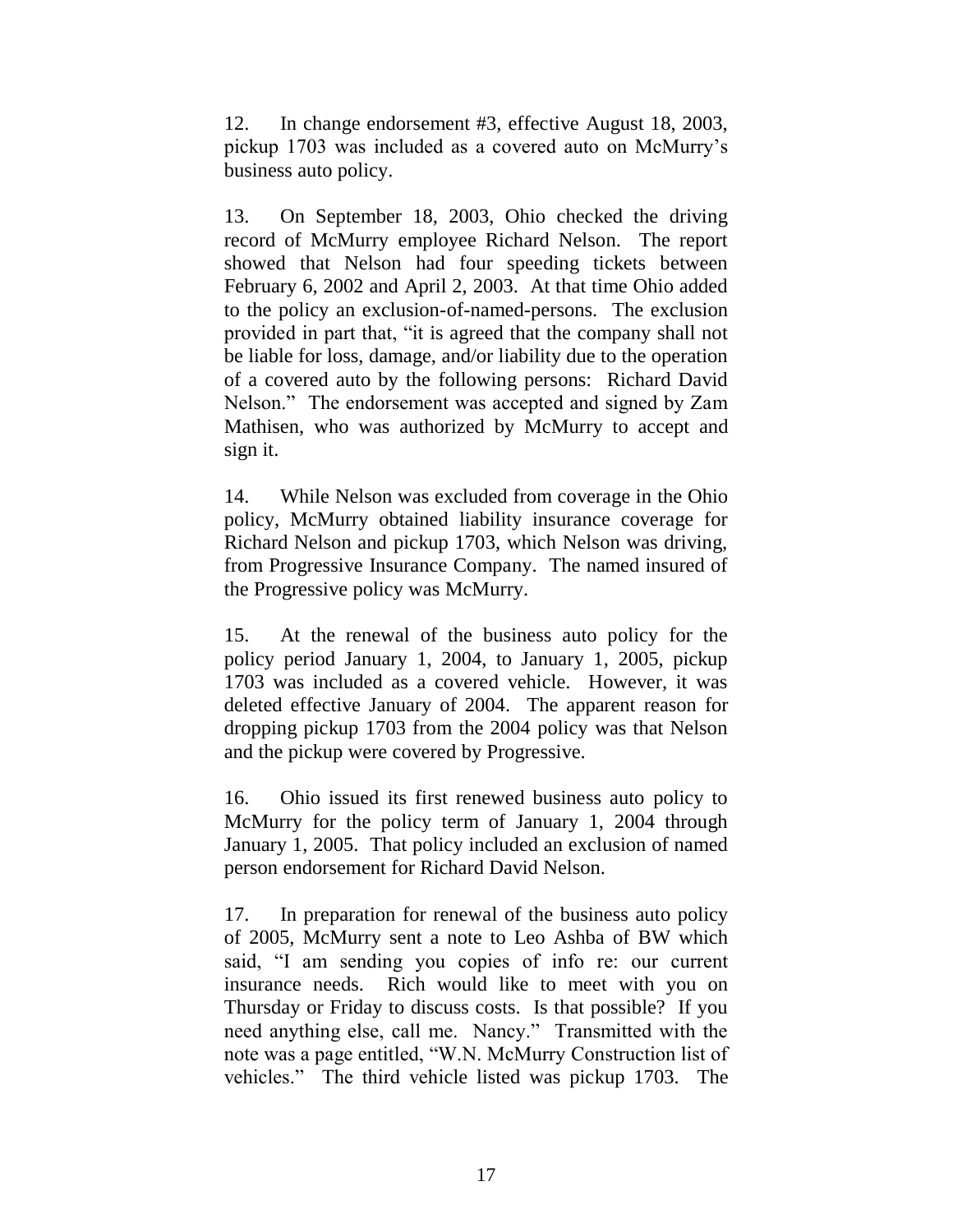12. In change endorsement #3, effective August 18, 2003, pickup 1703 was included as a covered auto on McMurry's business auto policy.

13. On September 18, 2003, Ohio checked the driving record of McMurry employee Richard Nelson. The report showed that Nelson had four speeding tickets between February 6, 2002 and April 2, 2003. At that time Ohio added to the policy an exclusion-of-named-persons. The exclusion provided in part that, "it is agreed that the company shall not be liable for loss, damage, and/or liability due to the operation of a covered auto by the following persons: Richard David Nelson." The endorsement was accepted and signed by Zam Mathisen, who was authorized by McMurry to accept and sign it.

14. While Nelson was excluded from coverage in the Ohio policy, McMurry obtained liability insurance coverage for Richard Nelson and pickup 1703, which Nelson was driving, from Progressive Insurance Company. The named insured of the Progressive policy was McMurry.

15. At the renewal of the business auto policy for the policy period January 1, 2004, to January 1, 2005, pickup 1703 was included as a covered vehicle. However, it was deleted effective January of 2004. The apparent reason for dropping pickup 1703 from the 2004 policy was that Nelson and the pickup were covered by Progressive.

16. Ohio issued its first renewed business auto policy to McMurry for the policy term of January 1, 2004 through January 1, 2005. That policy included an exclusion of named person endorsement for Richard David Nelson.

17. In preparation for renewal of the business auto policy of 2005, McMurry sent a note to Leo Ashba of BW which said, "I am sending you copies of info re: our current insurance needs. Rich would like to meet with you on Thursday or Friday to discuss costs. Is that possible? If you need anything else, call me. Nancy." Transmitted with the note was a page entitled, "W.N. McMurry Construction list of vehicles." The third vehicle listed was pickup 1703. The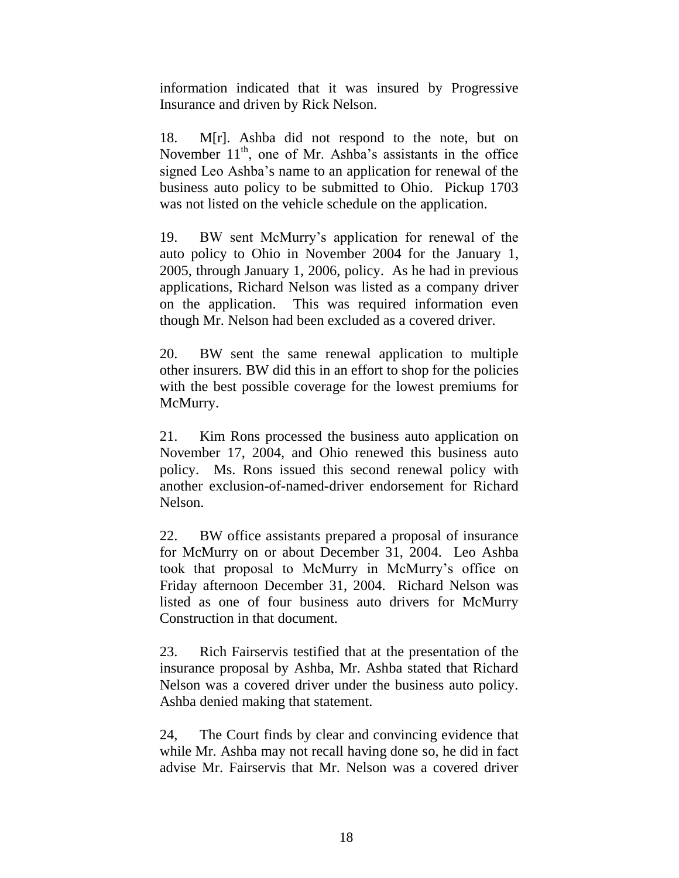information indicated that it was insured by Progressive Insurance and driven by Rick Nelson.

18. M[r]. Ashba did not respond to the note, but on November 11th, one of Mr. Ashba's assistants in the office signed Leo Ashba's name to an application for renewal of the business auto policy to be submitted to Ohio. Pickup 1703 was not listed on the vehicle schedule on the application.

19. BW sent McMurry's application for renewal of the auto policy to Ohio in November 2004 for the January 1, 2005, through January 1, 2006, policy. As he had in previous applications, Richard Nelson was listed as a company driver on the application. This was required information even though Mr. Nelson had been excluded as a covered driver.

20. BW sent the same renewal application to multiple other insurers. BW did this in an effort to shop for the policies with the best possible coverage for the lowest premiums for McMurry.

21. Kim Rons processed the business auto application on November 17, 2004, and Ohio renewed this business auto policy. Ms. Rons issued this second renewal policy with another exclusion-of-named-driver endorsement for Richard Nelson.

22. BW office assistants prepared a proposal of insurance for McMurry on or about December 31, 2004. Leo Ashba took that proposal to McMurry in McMurry's office on Friday afternoon December 31, 2004. Richard Nelson was listed as one of four business auto drivers for McMurry Construction in that document.

23. Rich Fairservis testified that at the presentation of the insurance proposal by Ashba, Mr. Ashba stated that Richard Nelson was a covered driver under the business auto policy. Ashba denied making that statement.

24, The Court finds by clear and convincing evidence that while Mr. Ashba may not recall having done so, he did in fact advise Mr. Fairservis that Mr. Nelson was a covered driver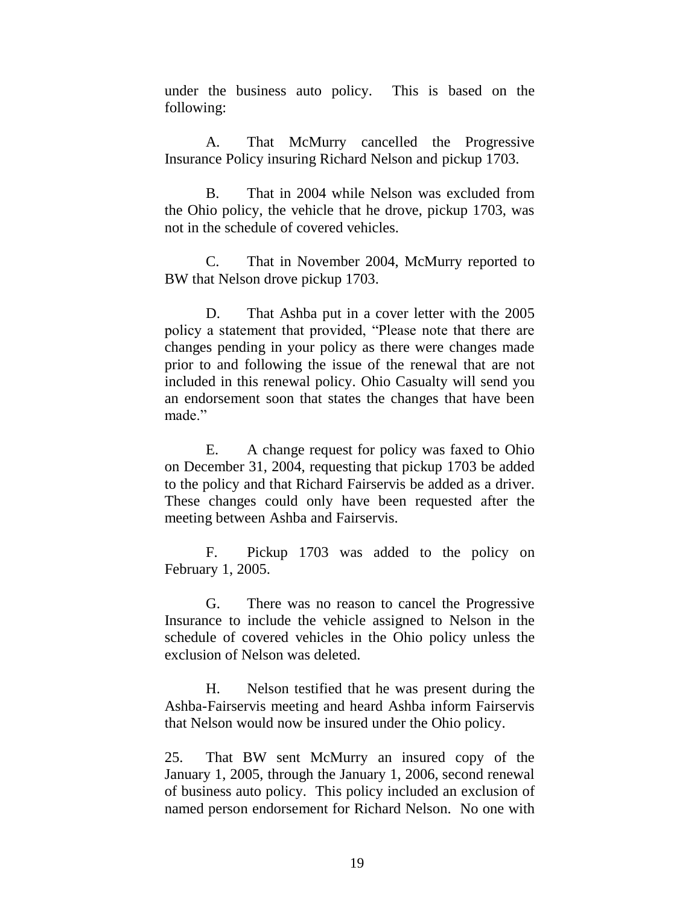under the business auto policy. This is based on the following:

A. That McMurry cancelled the Progressive Insurance Policy insuring Richard Nelson and pickup 1703.

B. That in 2004 while Nelson was excluded from the Ohio policy, the vehicle that he drove, pickup 1703, was not in the schedule of covered vehicles.

C. That in November 2004, McMurry reported to BW that Nelson drove pickup 1703.

D. That Ashba put in a cover letter with the 2005 policy a statement that provided, "Please note that there are changes pending in your policy as there were changes made prior to and following the issue of the renewal that are not included in this renewal policy. Ohio Casualty will send you an endorsement soon that states the changes that have been made."

E. A change request for policy was faxed to Ohio on December 31, 2004, requesting that pickup 1703 be added to the policy and that Richard Fairservis be added as a driver. These changes could only have been requested after the meeting between Ashba and Fairservis.

F. Pickup 1703 was added to the policy on February 1, 2005.

G. There was no reason to cancel the Progressive Insurance to include the vehicle assigned to Nelson in the schedule of covered vehicles in the Ohio policy unless the exclusion of Nelson was deleted.

H. Nelson testified that he was present during the Ashba-Fairservis meeting and heard Ashba inform Fairservis that Nelson would now be insured under the Ohio policy.

25. That BW sent McMurry an insured copy of the January 1, 2005, through the January 1, 2006, second renewal of business auto policy. This policy included an exclusion of named person endorsement for Richard Nelson. No one with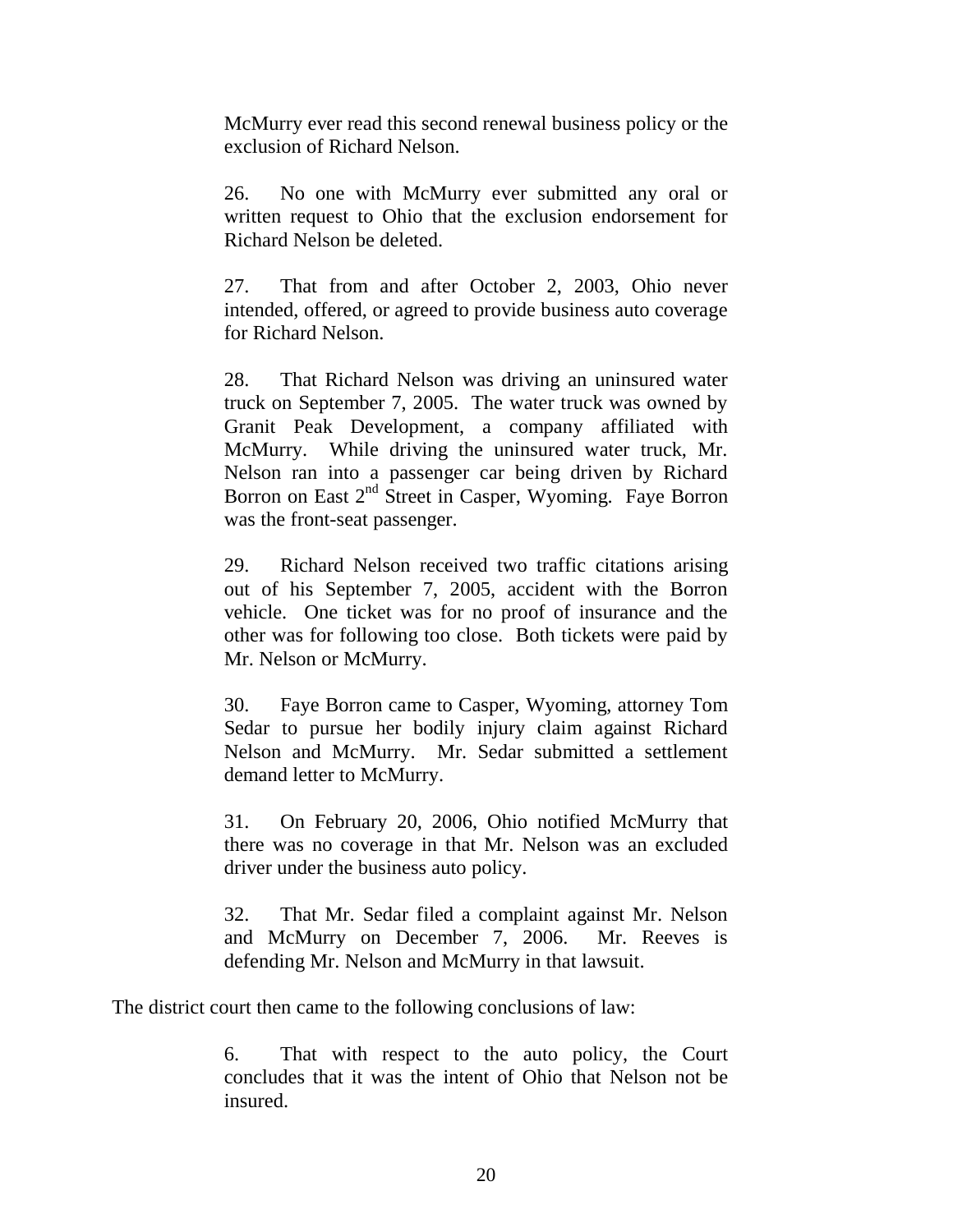McMurry ever read this second renewal business policy or the exclusion of Richard Nelson.

26. No one with McMurry ever submitted any oral or written request to Ohio that the exclusion endorsement for Richard Nelson be deleted.

27. That from and after October 2, 2003, Ohio never intended, offered, or agreed to provide business auto coverage for Richard Nelson.

28. That Richard Nelson was driving an uninsured water truck on September 7, 2005. The water truck was owned by Granit Peak Development, a company affiliated with McMurry. While driving the uninsured water truck, Mr. Nelson ran into a passenger car being driven by Richard Borron on East 2nd Street in Casper, Wyoming. Faye Borron was the front-seat passenger.

29. Richard Nelson received two traffic citations arising out of his September 7, 2005, accident with the Borron vehicle. One ticket was for no proof of insurance and the other was for following too close. Both tickets were paid by Mr. Nelson or McMurry.

30. Faye Borron came to Casper, Wyoming, attorney Tom Sedar to pursue her bodily injury claim against Richard Nelson and McMurry. Mr. Sedar submitted a settlement demand letter to McMurry.

31. On February 20, 2006, Ohio notified McMurry that there was no coverage in that Mr. Nelson was an excluded driver under the business auto policy.

32. That Mr. Sedar filed a complaint against Mr. Nelson and McMurry on December 7, 2006. Mr. Reeves is defending Mr. Nelson and McMurry in that lawsuit.

The district court then came to the following conclusions of law:

6. That with respect to the auto policy, the Court concludes that it was the intent of Ohio that Nelson not be insured.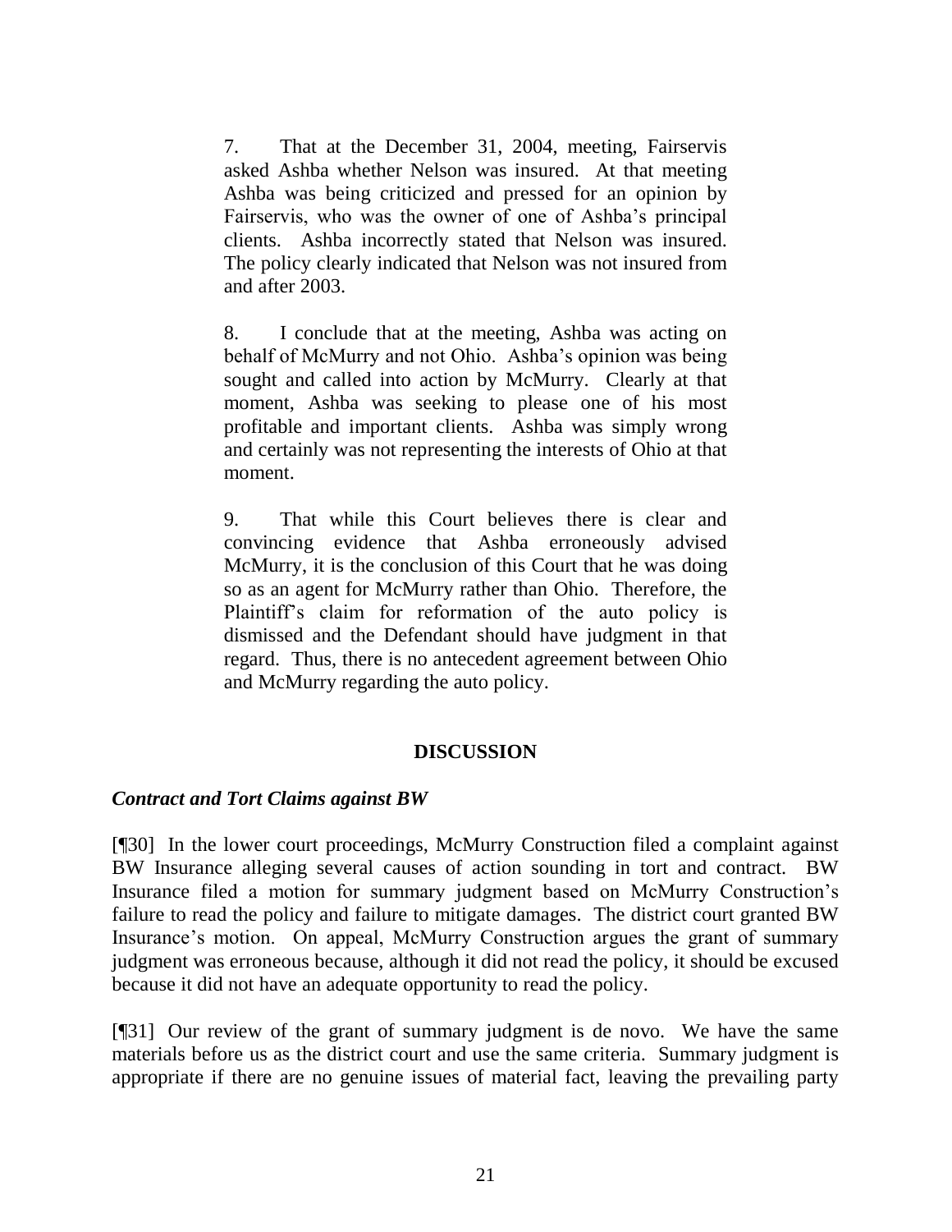7. That at the December 31, 2004, meeting, Fairservis asked Ashba whether Nelson was insured. At that meeting Ashba was being criticized and pressed for an opinion by Fairservis, who was the owner of one of Ashba's principal clients. Ashba incorrectly stated that Nelson was insured. The policy clearly indicated that Nelson was not insured from and after 2003.

8. I conclude that at the meeting, Ashba was acting on behalf of McMurry and not Ohio. Ashba's opinion was being sought and called into action by McMurry. Clearly at that moment, Ashba was seeking to please one of his most profitable and important clients. Ashba was simply wrong and certainly was not representing the interests of Ohio at that moment.

9. That while this Court believes there is clear and convincing evidence that Ashba erroneously advised McMurry, it is the conclusion of this Court that he was doing so as an agent for McMurry rather than Ohio. Therefore, the Plaintiff's claim for reformation of the auto policy is dismissed and the Defendant should have judgment in that regard. Thus, there is no antecedent agreement between Ohio and McMurry regarding the auto policy.

## DISCUSSION

### *Contract and Tort Claims against BW*

[¶30] In the lower court proceedings, McMurry Construction filed a complaint against BW Insurance alleging several causes of action sounding in tort and contract. BW Insurance filed a motion for summary judgment based on McMurry Construction's failure to read the policy and failure to mitigate damages. The district court granted BW Insurance's motion. On appeal, McMurry Construction argues the grant of summary judgment was erroneous because, although it did not read the policy, it should be excused because it did not have an adequate opportunity to read the policy.

[¶31] Our review of the grant of summary judgment is de novo. We have the same materials before us as the district court and use the same criteria. Summary judgment is appropriate if there are no genuine issues of material fact, leaving the prevailing party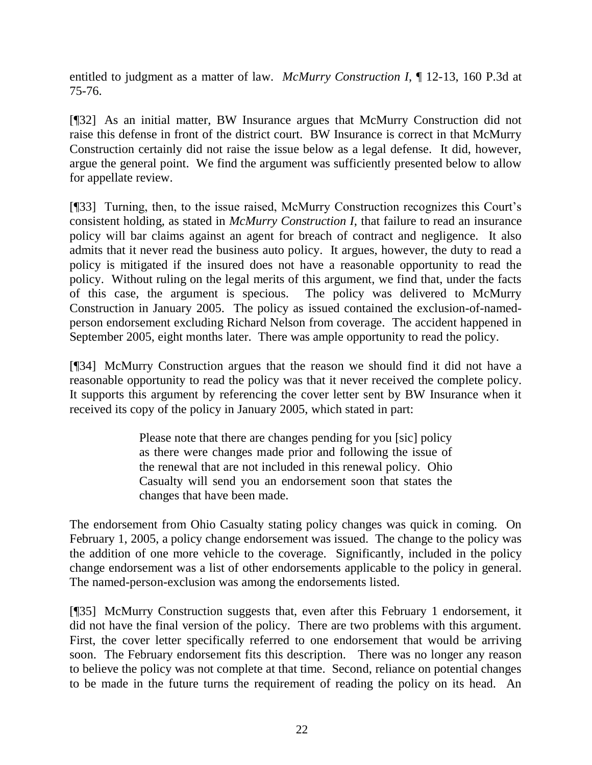entitled to judgment as a matter of law. *McMurry Construction I*, ¶ 12-13, 160 P.3d at 75-76.

[¶32] As an initial matter, BW Insurance argues that McMurry Construction did not raise this defense in front of the district court. BW Insurance is correct in that McMurry Construction certainly did not raise the issue below as a legal defense. It did, however, argue the general point. We find the argument was sufficiently presented below to allow for appellate review.

[¶33] Turning, then, to the issue raised, McMurry Construction recognizes this Court's consistent holding, as stated in *McMurry Construction I*, that failure to read an insurance policy will bar claims against an agent for breach of contract and negligence. It also admits that it never read the business auto policy. It argues, however, the duty to read a policy is mitigated if the insured does not have a reasonable opportunity to read the policy. Without ruling on the legal merits of this argument, we find that, under the facts of this case, the argument is specious. The policy was delivered to McMurry Construction in January 2005. The policy as issued contained the exclusion-of-named-person endorsement excluding Richard Nelson from coverage. The accident happened in September 2005, eight months later. There was ample opportunity to read the policy.

[¶34] McMurry Construction argues that the reason we should find it did not have a reasonable opportunity to read the policy was that it never received the complete policy. It supports this argument by referencing the cover letter sent by BW Insurance when it received its copy of the policy in January 2005, which stated in part:

> Please note that there are changes pending for you [sic] policy as there were changes made prior and following the issue of the renewal that are not included in this renewal policy. Ohio Casualty will send you an endorsement soon that states the changes that have been made.

The endorsement from Ohio Casualty stating policy changes was quick in coming. On February 1, 2005, a policy change endorsement was issued. The change to the policy was the addition of one more vehicle to the coverage. Significantly, included in the policy change endorsement was a list of other endorsements applicable to the policy in general. The named-person-exclusion was among the endorsements listed.

[¶35] McMurry Construction suggests that, even after this February 1 endorsement, it did not have the final version of the policy. There are two problems with this argument. First, the cover letter specifically referred to one endorsement that would be arriving soon. The February endorsement fits this description. There was no longer any reason to believe the policy was not complete at that time. Second, reliance on potential changes to be made in the future turns the requirement of reading the policy on its head. An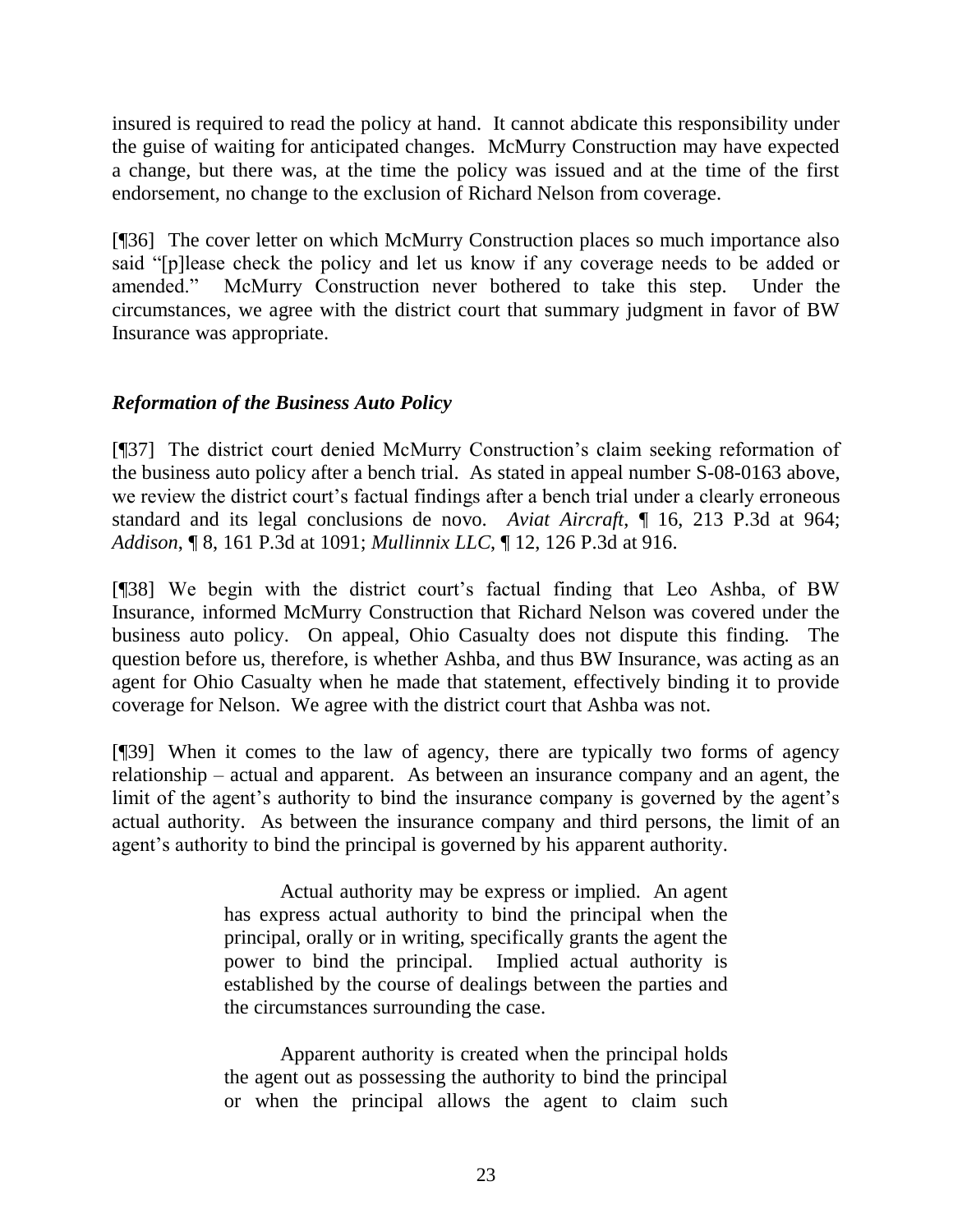insured is required to read the policy at hand. It cannot abdicate this responsibility under the guise of waiting for anticipated changes. McMurry Construction may have expected a change, but there was, at the time the policy was issued and at the time of the first endorsement, no change to the exclusion of Richard Nelson from coverage.

[¶36] The cover letter on which McMurry Construction places so much importance also said "[p]lease check the policy and let us know if any coverage needs to be added or amended." McMurry Construction never bothered to take this step. Under the circumstances, we agree with the district court that summary judgment in favor of BW Insurance was appropriate.

### *Reformation of the Business Auto Policy*

[¶37] The district court denied McMurry Construction's claim seeking reformation of the business auto policy after a bench trial. As stated in appeal number S-08-0163 above, we review the district court's factual findings after a bench trial under a clearly erroneous standard and its legal conclusions de novo. *Aviat Aircraft*, ¶ 16, 213 P.3d at 964; *Addison*, ¶ 8, 161 P.3d at 1091; *Mullinnix LLC*, ¶ 12, 126 P.3d at 916.

[¶38] We begin with the district court's factual finding that Leo Ashba, of BW Insurance, informed McMurry Construction that Richard Nelson was covered under the business auto policy. On appeal, Ohio Casualty does not dispute this finding. The question before us, therefore, is whether Ashba, and thus BW Insurance, was acting as an agent for Ohio Casualty when he made that statement, effectively binding it to provide coverage for Nelson. We agree with the district court that Ashba was not.

[¶39] When it comes to the law of agency, there are typically two forms of agency relationship – actual and apparent. As between an insurance company and an agent, the limit of the agent's authority to bind the insurance company is governed by the agent's actual authority. As between the insurance company and third persons, the limit of an agent's authority to bind the principal is governed by his apparent authority.

> Actual authority may be express or implied. An agent has express actual authority to bind the principal when the principal, orally or in writing, specifically grants the agent the power to bind the principal. Implied actual authority is established by the course of dealings between the parties and the circumstances surrounding the case.
>
> Apparent authority is created when the principal holds the agent out as possessing the authority to bind the principal or when the principal allows the agent to claim such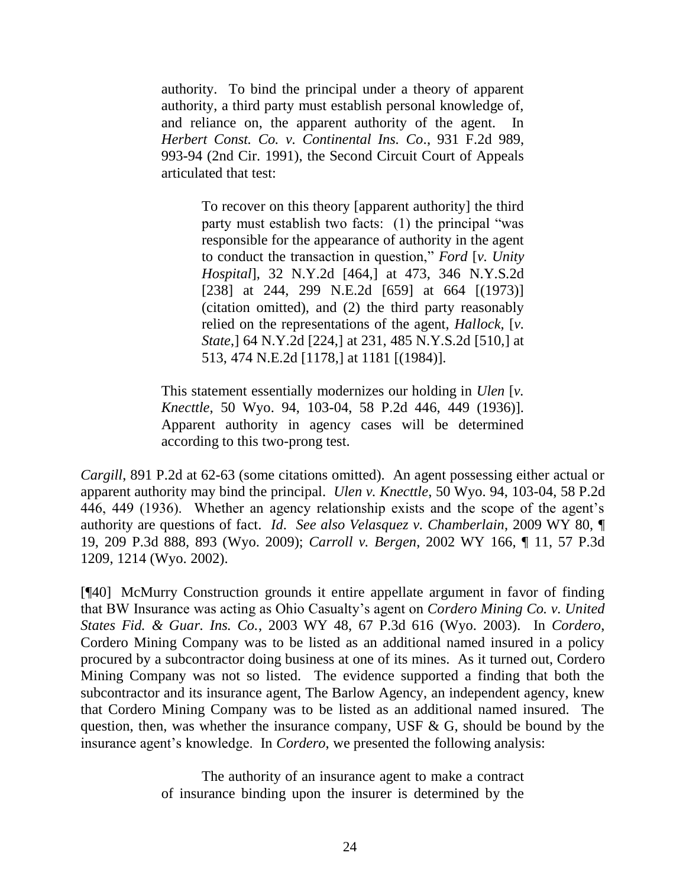> authority. To bind the principal under a theory of apparent authority, a third party must establish personal knowledge of, and reliance on, the apparent authority of the agent. In *Herbert Const. Co. v. Continental Ins. Co.*, 931 F.2d 989, 993-94 (2nd Cir. 1991), the Second Circuit Court of Appeals articulated that test:
>
>> To recover on this theory [apparent authority] the third party must establish two facts: (1) the principal "was responsible for the appearance of authority in the agent to conduct the transaction in question," *Ford* [*v. Unity Hospital*], 32 N.Y.2d [464,] at 473, 346 N.Y.S.2d [238] at 244, 299 N.E.2d [659] at 664 [(1973)] (citation omitted), and (2) the third party reasonably relied on the representations of the agent, *Hallock*, [*v. State*,] 64 N.Y.2d [224,] at 231, 485 N.Y.S.2d [510,] at 513, 474 N.E.2d [1178,] at 1181 [(1984)].
>
> This statement essentially modernizes our holding in *Ulen* [*v. Knecttle*, 50 Wyo. 94, 103-04, 58 P.2d 446, 449 (1936)]. Apparent authority in agency cases will be determined according to this two-prong test.

*Cargill*, 891 P.2d at 62-63 (some citations omitted). An agent possessing either actual or apparent authority may bind the principal. *Ulen v. Knecttle*, 50 Wyo. 94, 103-04, 58 P.2d 446, 449 (1936). Whether an agency relationship exists and the scope of the agent's authority are questions of fact. *Id*. *See also Velasquez v. Chamberlain*, 2009 WY 80, ¶ 19, 209 P.3d 888, 893 (Wyo. 2009); *Carroll v. Bergen*, 2002 WY 166, ¶ 11, 57 P.3d 1209, 1214 (Wyo. 2002).

[¶40] McMurry Construction grounds it entire appellate argument in favor of finding that BW Insurance was acting as Ohio Casualty's agent on *Cordero Mining Co. v. United States Fid. & Guar. Ins. Co.*, 2003 WY 48, 67 P.3d 616 (Wyo. 2003). In *Cordero*, Cordero Mining Company was to be listed as an additional named insured in a policy procured by a subcontractor doing business at one of its mines. As it turned out, Cordero Mining Company was not so listed. The evidence supported a finding that both the subcontractor and its insurance agent, The Barlow Agency, an independent agency, knew that Cordero Mining Company was to be listed as an additional named insured. The question, then, was whether the insurance company, USF & G, should be bound by the insurance agent's knowledge. In *Cordero*, we presented the following analysis:

> The authority of an insurance agent to make a contract of insurance binding upon the insurer is determined by the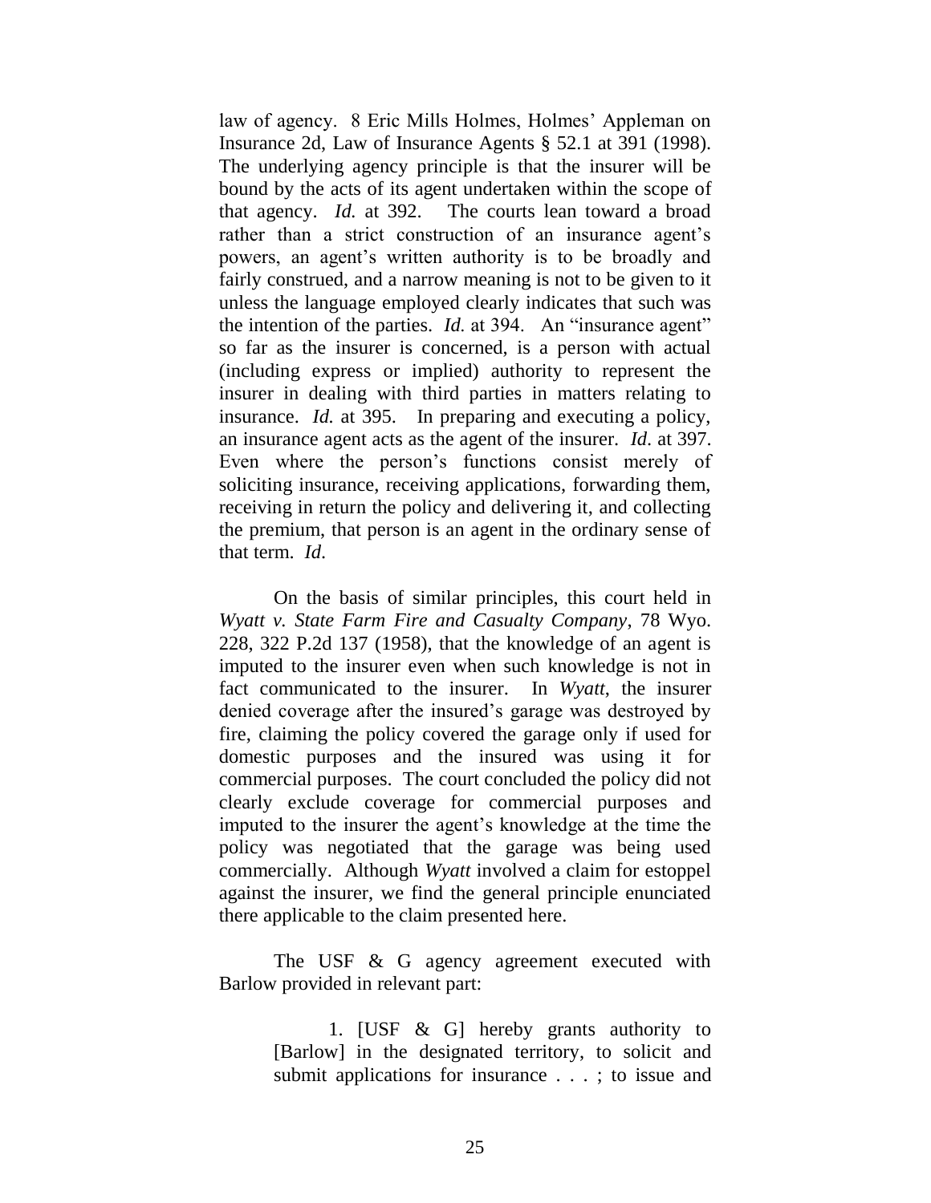law of agency. 8 Eric Mills Holmes, Holmes' Appleman on Insurance 2d, Law of Insurance Agents § 52.1 at 391 (1998). The underlying agency principle is that the insurer will be bound by the acts of its agent undertaken within the scope of that agency. *Id.* at 392. The courts lean toward a broad rather than a strict construction of an insurance agent's powers, an agent's written authority is to be broadly and fairly construed, and a narrow meaning is not to be given to it unless the language employed clearly indicates that such was the intention of the parties. *Id.* at 394. An "insurance agent" so far as the insurer is concerned, is a person with actual (including express or implied) authority to represent the insurer in dealing with third parties in matters relating to insurance. *Id.* at 395. In preparing and executing a policy, an insurance agent acts as the agent of the insurer. *Id.* at 397. Even where the person's functions consist merely of soliciting insurance, receiving applications, forwarding them, receiving in return the policy and delivering it, and collecting the premium, that person is an agent in the ordinary sense of that term. *Id*.

On the basis of similar principles, this court held in *Wyatt v. State Farm Fire and Casualty Company*, 78 Wyo. 228, 322 P.2d 137 (1958), that the knowledge of an agent is imputed to the insurer even when such knowledge is not in fact communicated to the insurer. In *Wyatt*, the insurer denied coverage after the insured's garage was destroyed by fire, claiming the policy covered the garage only if used for domestic purposes and the insured was using it for commercial purposes. The court concluded the policy did not clearly exclude coverage for commercial purposes and imputed to the insurer the agent's knowledge at the time the policy was negotiated that the garage was being used commercially. Although *Wyatt* involved a claim for estoppel against the insurer, we find the general principle enunciated there applicable to the claim presented here.

The USF & G agency agreement executed with Barlow provided in relevant part:

> 1. [USF & G] hereby grants authority to [Barlow] in the designated territory, to solicit and submit applications for insurance . . . ; to issue and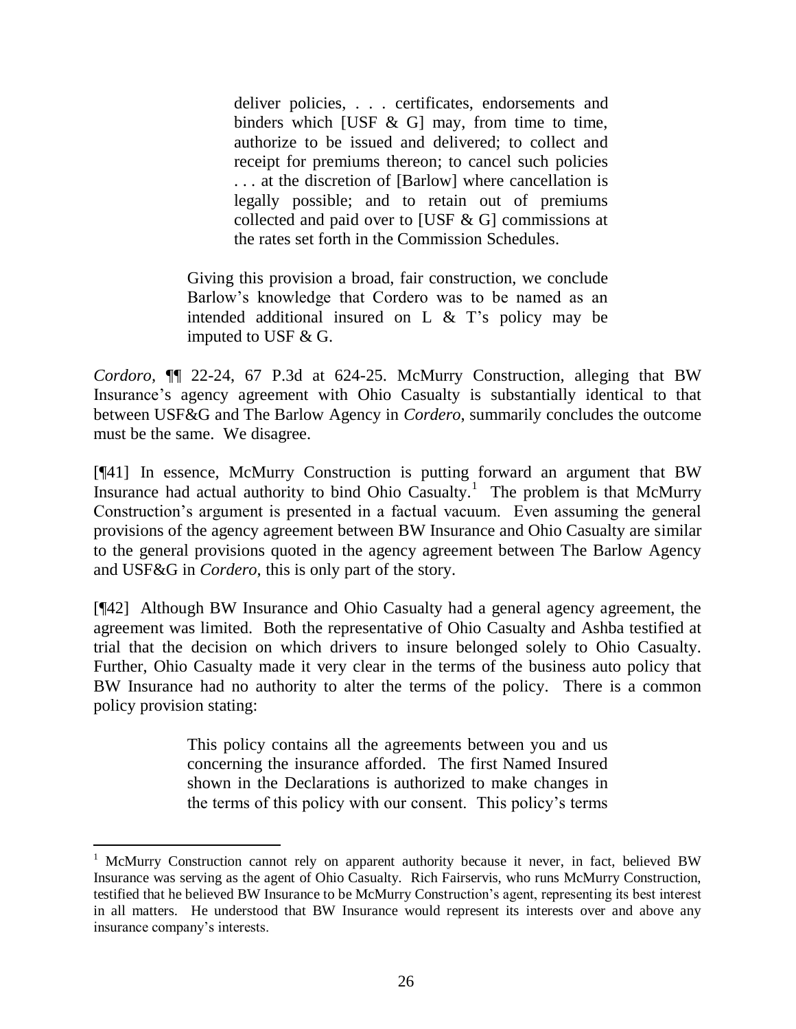> deliver policies, . . . certificates, endorsements and binders which [USF & G] may, from time to time, authorize to be issued and delivered; to collect and receipt for premiums thereon; to cancel such policies . . . at the discretion of [Barlow] where cancellation is legally possible; and to retain out of premiums collected and paid over to [USF & G] commissions at the rates set forth in the Commission Schedules.
>
> Giving this provision a broad, fair construction, we conclude Barlow's knowledge that Cordero was to be named as an intended additional insured on L & T's policy may be imputed to USF & G.

*Cordoro,* ¶¶ 22-24, 67 P.3d at 624-25. McMurry Construction, alleging that BW Insurance's agency agreement with Ohio Casualty is substantially identical to that between USF&G and The Barlow Agency in *Cordero*, summarily concludes the outcome must be the same. We disagree.

[¶41] In essence, McMurry Construction is putting forward an argument that BW Insurance had actual authority to bind Ohio Casualty.[1] The problem is that McMurry Construction's argument is presented in a factual vacuum. Even assuming the general provisions of the agency agreement between BW Insurance and Ohio Casualty are similar to the general provisions quoted in the agency agreement between The Barlow Agency and USF&G in *Cordero,* this is only part of the story.

[¶42] Although BW Insurance and Ohio Casualty had a general agency agreement, the agreement was limited. Both the representative of Ohio Casualty and Ashba testified at trial that the decision on which drivers to insure belonged solely to Ohio Casualty. Further, Ohio Casualty made it very clear in the terms of the business auto policy that BW Insurance had no authority to alter the terms of the policy. There is a common policy provision stating:

> This policy contains all the agreements between you and us concerning the insurance afforded. The first Named Insured shown in the Declarations is authorized to make changes in the terms of this policy with our consent. This policy's terms

[1] McMurry Construction cannot rely on apparent authority because it never, in fact, believed BW Insurance was serving as the agent of Ohio Casualty. Rich Fairservis, who runs McMurry Construction, testified that he believed BW Insurance to be McMurry Construction's agent, representing its best interest in all matters. He understood that BW Insurance would represent its interests over and above any insurance company's interests.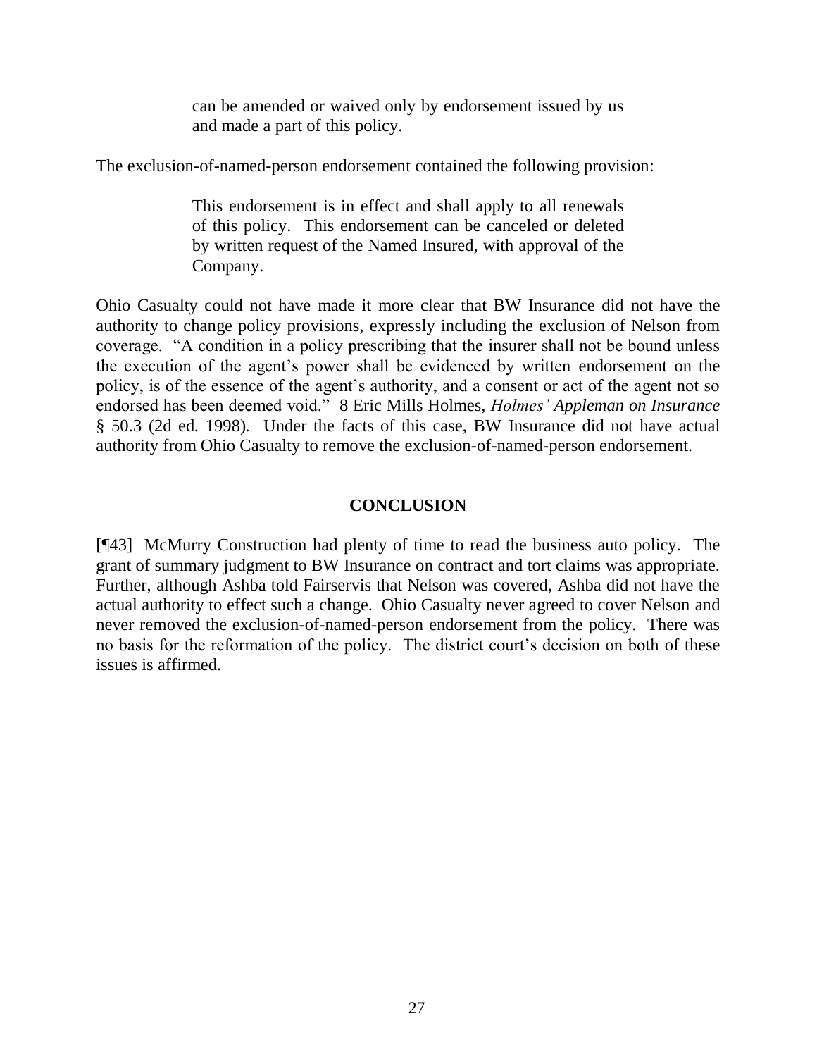> can be amended or waived only by endorsement issued by us and made a part of this policy.

The exclusion-of-named-person endorsement contained the following provision:

> This endorsement is in effect and shall apply to all renewals of this policy. This endorsement can be canceled or deleted by written request of the Named Insured, with approval of the Company.

Ohio Casualty could not have made it more clear that BW Insurance did not have the authority to change policy provisions, expressly including the exclusion of Nelson from coverage. "A condition in a policy prescribing that the insurer shall not be bound unless the execution of the agent's power shall be evidenced by written endorsement on the policy, is of the essence of the agent's authority, and a consent or act of the agent not so endorsed has been deemed void." 8 Eric Mills Holmes, *Holmes' Appleman on Insurance* § 50.3 (2d ed. 1998). Under the facts of this case, BW Insurance did not have actual authority from Ohio Casualty to remove the exclusion-of-named-person endorsement.

## CONCLUSION

[¶43] McMurry Construction had plenty of time to read the business auto policy. The grant of summary judgment to BW Insurance on contract and tort claims was appropriate. Further, although Ashba told Fairservis that Nelson was covered, Ashba did not have the actual authority to effect such a change. Ohio Casualty never agreed to cover Nelson and never removed the exclusion-of-named-person endorsement from the policy. There was no basis for the reformation of the policy. The district court's decision on both of these issues is affirmed.